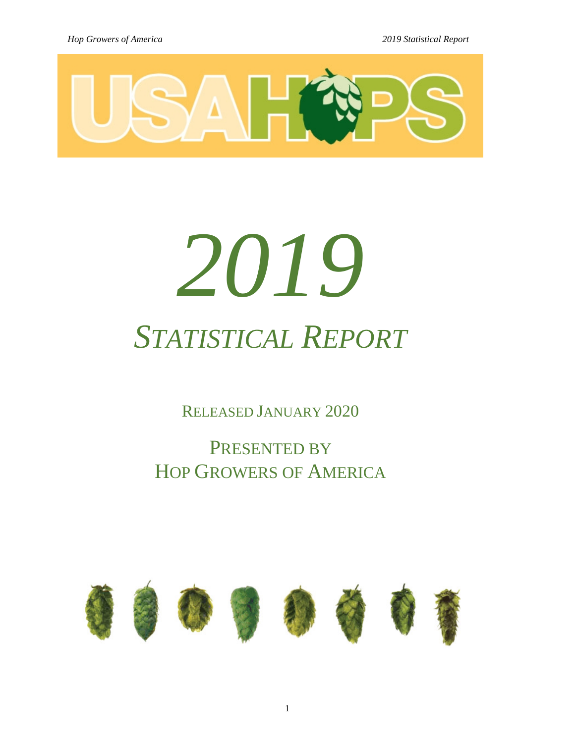# 2019

# *STATISTICAL REPORT*

RELEASED JANUARY 2020

PRESENTED BY
HOP GROWERS OF AMERICA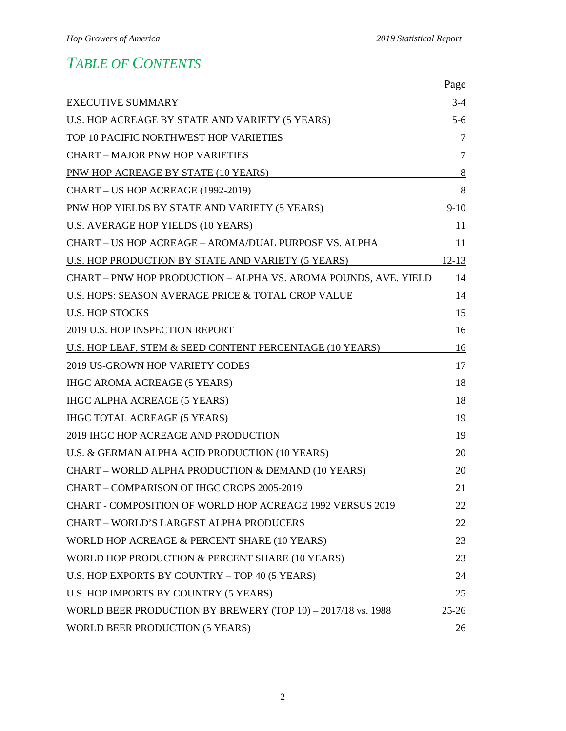# TABLE OF CONTENTS

| | Page |
|---|---|
| EXECUTIVE SUMMARY | 3-4 |
| U.S. HOP ACREAGE BY STATE AND VARIETY (5 YEARS) | 5-6 |
| TOP 10 PACIFIC NORTHWEST HOP VARIETIES | 7 |
| CHART – MAJOR PNW HOP VARIETIES | 7 |
| PNW HOP ACREAGE BY STATE (10 YEARS) | 8 |
| CHART – US HOP ACREAGE (1992-2019) | 8 |
| PNW HOP YIELDS BY STATE AND VARIETY (5 YEARS) | 9-10 |
| U.S. AVERAGE HOP YIELDS (10 YEARS) | 11 |
| CHART – US HOP ACREAGE – AROMA/DUAL PURPOSE VS. ALPHA | 11 |
| U.S. HOP PRODUCTION BY STATE AND VARIETY (5 YEARS) | 12-13 |
| CHART – PNW HOP PRODUCTION – ALPHA VS. AROMA POUNDS, AVE. YIELD | 14 |
| U.S. HOPS: SEASON AVERAGE PRICE & TOTAL CROP VALUE | 14 |
| U.S. HOP STOCKS | 15 |
| 2019 U.S. HOP INSPECTION REPORT | 16 |
| U.S. HOP LEAF, STEM & SEED CONTENT PERCENTAGE (10 YEARS) | 16 |
| 2019 US-GROWN HOP VARIETY CODES | 17 |
| IHGC AROMA ACREAGE (5 YEARS) | 18 |
| IHGC ALPHA ACREAGE (5 YEARS) | 18 |
| IHGC TOTAL ACREAGE (5 YEARS) | 19 |
| 2019 IHGC HOP ACREAGE AND PRODUCTION | 19 |
| U.S. & GERMAN ALPHA ACID PRODUCTION (10 YEARS) | 20 |
| CHART – WORLD ALPHA PRODUCTION & DEMAND (10 YEARS) | 20 |
| CHART – COMPARISON OF IHGC CROPS 2005-2019 | 21 |
| CHART - COMPOSITION OF WORLD HOP ACREAGE 1992 VERSUS 2019 | 22 |
| CHART – WORLD'S LARGEST ALPHA PRODUCERS | 22 |
| WORLD HOP ACREAGE & PERCENT SHARE (10 YEARS) | 23 |
| WORLD HOP PRODUCTION & PERCENT SHARE (10 YEARS) | 23 |
| U.S. HOP EXPORTS BY COUNTRY – TOP 40 (5 YEARS) | 24 |
| U.S. HOP IMPORTS BY COUNTRY (5 YEARS) | 25 |
| WORLD BEER PRODUCTION BY BREWERY (TOP 10) – 2017/18 vs. 1988 | 25-26 |
| WORLD BEER PRODUCTION (5 YEARS) | 26 |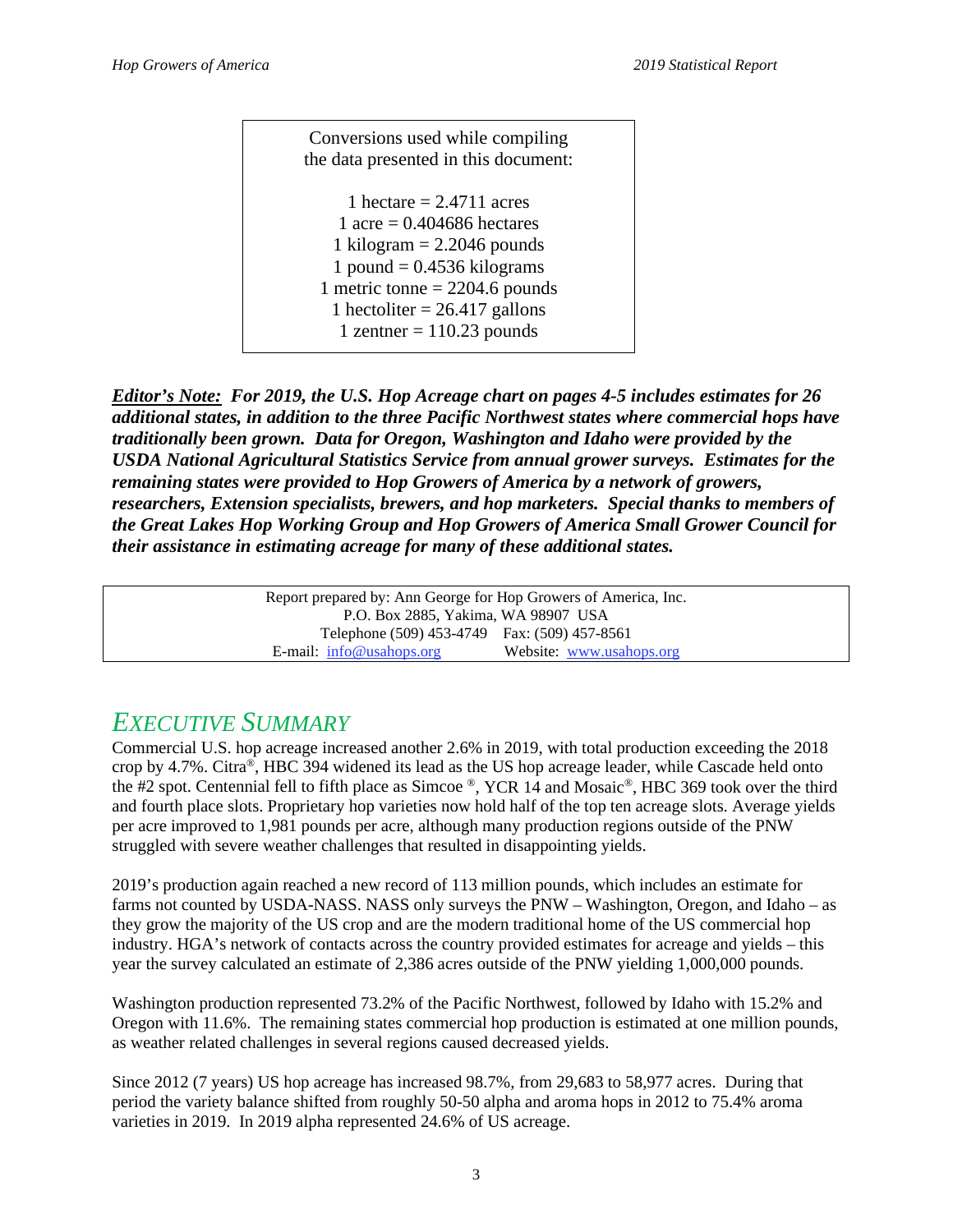Conversions used while compiling the data presented in this document:

1 hectare = 2.4711 acres
1 acre = 0.404686 hectares
1 kilogram = 2.2046 pounds
1 pound = 0.4536 kilograms
1 metric tonne = 2204.6 pounds
1 hectoliter = 26.417 gallons
1 zentner = 110.23 pounds

***Editor's Note:*** ***For 2019, the U.S. Hop Acreage chart on pages 4-5 includes estimates for 26 additional states, in addition to the three Pacific Northwest states where commercial hops have traditionally been grown. Data for Oregon, Washington and Idaho were provided by the USDA National Agricultural Statistics Service from annual grower surveys. Estimates for the remaining states were provided to Hop Growers of America by a network of growers, researchers, Extension specialists, brewers, and hop marketers. Special thanks to members of the Great Lakes Hop Working Group and Hop Growers of America Small Grower Council for their assistance in estimating acreage for many of these additional states.***

Report prepared by: Ann George for Hop Growers of America, Inc.
P.O. Box 2885, Yakima, WA 98907 USA
Telephone (509) 453-4749 Fax: (509) 457-8561
E-mail: info@usahops.org Website: www.usahops.org

# *EXECUTIVE SUMMARY*

Commercial U.S. hop acreage increased another 2.6% in 2019, with total production exceeding the 2018 crop by 4.7%. Citra®, HBC 394 widened its lead as the US hop acreage leader, while Cascade held onto the #2 spot. Centennial fell to fifth place as Simcoe ®, YCR 14 and Mosaic®, HBC 369 took over the third and fourth place slots. Proprietary hop varieties now hold half of the top ten acreage slots. Average yields per acre improved to 1,981 pounds per acre, although many production regions outside of the PNW struggled with severe weather challenges that resulted in disappointing yields.

2019's production again reached a new record of 113 million pounds, which includes an estimate for farms not counted by USDA-NASS. NASS only surveys the PNW – Washington, Oregon, and Idaho – as they grow the majority of the US crop and are the modern traditional home of the US commercial hop industry. HGA's network of contacts across the country provided estimates for acreage and yields – this year the survey calculated an estimate of 2,386 acres outside of the PNW yielding 1,000,000 pounds.

Washington production represented 73.2% of the Pacific Northwest, followed by Idaho with 15.2% and Oregon with 11.6%. The remaining states commercial hop production is estimated at one million pounds, as weather related challenges in several regions caused decreased yields.

Since 2012 (7 years) US hop acreage has increased 98.7%, from 29,683 to 58,977 acres. During that period the variety balance shifted from roughly 50-50 alpha and aroma hops in 2012 to 75.4% aroma varieties in 2019. In 2019 alpha represented 24.6% of US acreage.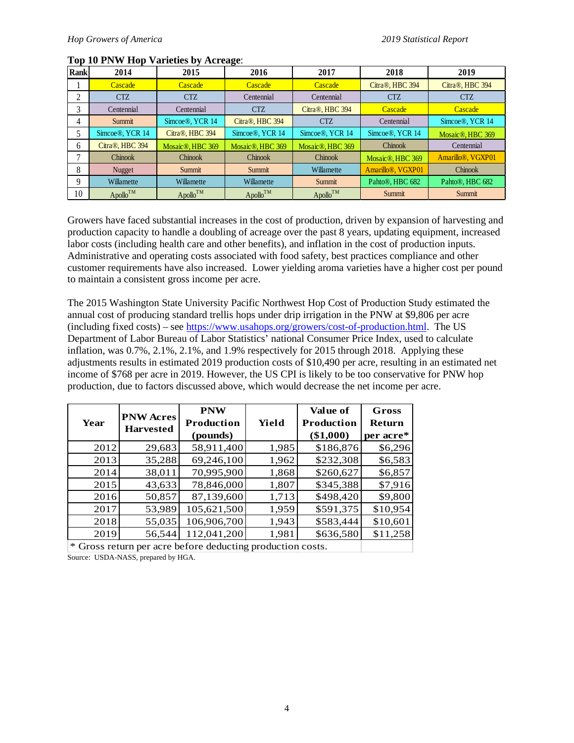**Top 10 PNW Hop Varieties by Acreage**:

| Rank | 2014 | 2015 | 2016 | 2017 | 2018 | 2019 |
|---|---|---|---|---|---|---|
| 1 | Cascade | Cascade | Cascade | Cascade | Citra®, HBC 394 | Citra®, HBC 394 |
| 2 | CTZ | CTZ | Centennial | Centennial | CTZ | CTZ |
| 3 | Centennial | Centennial | CTZ | Citra®, HBC 394 | Cascade | Cascade |
| 4 | Summit | Simcoe®, YCR 14 | Citra®, HBC 394 | CTZ | Centennial | Simcoe®, YCR 14 |
| 5 | Simcoe®, YCR 14 | Citra®, HBC 394 | Simcoe®, YCR 14 | Simcoe®, YCR 14 | Simcoe®, YCR 14 | Mosaic®, HBC 369 |
| 6 | Citra®, HBC 394 | Mosaic®, HBC 369 | Mosaic®, HBC 369 | Mosaic®, HBC 369 | Chinook | Centennial |
| 7 | Chinook | Chinook | Chinook | Chinook | Mosaic®, HBC 369 | Amarillo®, VGXP01 |
| 8 | Nugget | Summit | Summit | Willamette | Amarillo®, VGXP01 | Chinook |
| 9 | Willamette | Willamette | Willamette | Summit | Pahto®, HBC 682 | Pahto®, HBC 682 |
| 10 | Apollo™ | Apollo™ | Apollo™ | Apollo™ | Summit | Summit |

Growers have faced substantial increases in the cost of production, driven by expansion of harvesting and production capacity to handle a doubling of acreage over the past 8 years, updating equipment, increased labor costs (including health care and other benefits), and inflation in the cost of production inputs. Administrative and operating costs associated with food safety, best practices compliance and other customer requirements have also increased. Lower yielding aroma varieties have a higher cost per pound to maintain a consistent gross income per acre.

The 2015 Washington State University Pacific Northwest Hop Cost of Production Study estimated the annual cost of producing standard trellis hops under drip irrigation in the PNW at $9,806 per acre (including fixed costs) – see https://www.usahops.org/growers/cost-of-production.html. The US Department of Labor Bureau of Labor Statistics' national Consumer Price Index, used to calculate inflation, was 0.7%, 2.1%, 2.1%, and 1.9% respectively for 2015 through 2018. Applying these adjustments results in estimated 2019 production costs of $10,490 per acre, resulting in an estimated net income of $768 per acre in 2019. However, the US CPI is likely to be too conservative for PNW hop production, due to factors discussed above, which would decrease the net income per acre.

| Year | PNW Acres Harvested | PNW Production (pounds) | Yield | Value of Production ($1,000) | Gross Return per acre* |
|---|---|---|---|---|---|
| 2012 | 29,683 | 58,911,400 | 1,985 | $186,876 | $6,296 |
| 2013 | 35,288 | 69,246,100 | 1,962 | $232,308 | $6,583 |
| 2014 | 38,011 | 70,995,900 | 1,868 | $260,627 | $6,857 |
| 2015 | 43,633 | 78,846,000 | 1,807 | $345,388 | $7,916 |
| 2016 | 50,857 | 87,139,600 | 1,713 | $498,420 | $9,800 |
| 2017 | 53,989 | 105,621,500 | 1,959 | $591,375 | $10,954 |
| 2018 | 55,035 | 106,906,700 | 1,943 | $583,444 | $10,601 |
| 2019 | 56,544 | 112,041,200 | 1,981 | $636,580 | $11,258 |

* Gross return per acre before deducting production costs.

Source: USDA-NASS, prepared by HGA.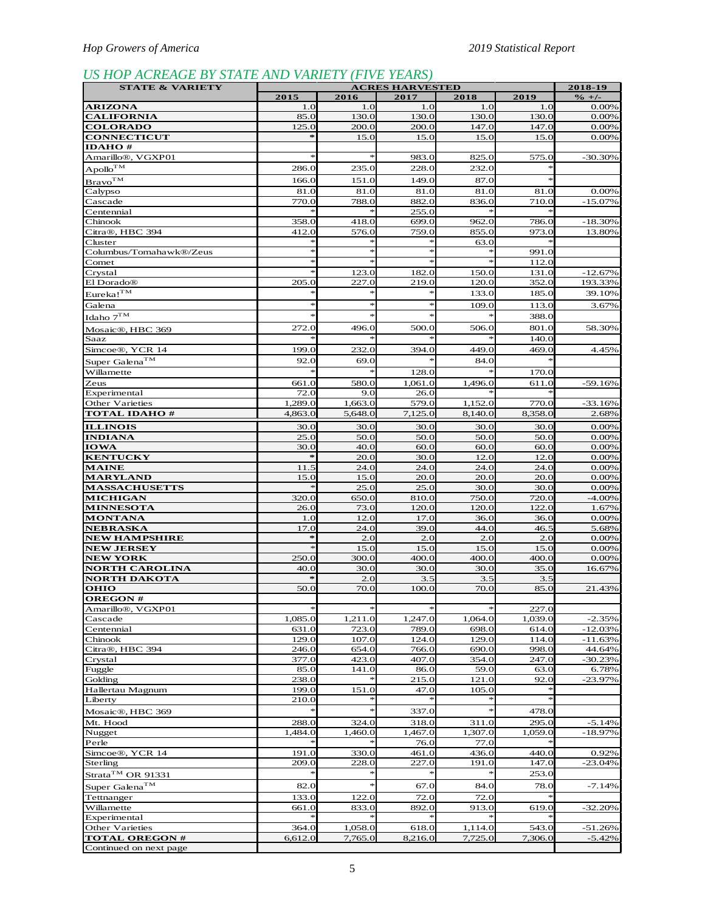## US HOP ACREAGE BY STATE AND VARIETY (FIVE YEARS)

| STATE & VARIETY | ACRES HARVESTED | | | | | 2018-19 |
|---|---|---|---|---|---|---|
| | 2015 | 2016 | 2017 | 2018 | 2019 | % +/- |
| **ARIZONA** | 1.0 | 1.0 | 1.0 | 1.0 | 1.0 | 0.00% |
| **CALIFORNIA** | 85.0 | 130.0 | 130.0 | 130.0 | 130.0 | 0.00% |
| **COLORADO** | 125.0 | 200.0 | 200.0 | 147.0 | 147.0 | 0.00% |
| **CONNECTICUT** | * | 15.0 | 15.0 | 15.0 | 15.0 | 0.00% |
| **IDAHO #** | | | | | | |
| Amarillo®, VGXP01 | * | * | 983.0 | 825.0 | 575.0 | -30.30% |
| Apollo™ | 286.0 | 235.0 | 228.0 | 232.0 | * | |
| Bravo™ | 166.0 | 151.0 | 149.0 | 87.0 | * | |
| Calypso | 81.0 | 81.0 | 81.0 | 81.0 | 81.0 | 0.00% |
| Cascade | 770.0 | 788.0 | 882.0 | 836.0 | 710.0 | -15.07% |
| Centennial | * | * | 255.0 | * | * | |
| Chinook | 358.0 | 418.0 | 699.0 | 962.0 | 786.0 | -18.30% |
| Citra®, HBC 394 | 412.0 | 576.0 | 759.0 | 855.0 | 973.0 | 13.80% |
| Cluster | * | * | * | 63.0 | * | |
| Columbus/Tomahawk®/Zeus | * | * | * | * | 991.0 | |
| Comet | * | * | * | * | 112.0 | |
| Crystal | * | 123.0 | 182.0 | 150.0 | 131.0 | -12.67% |
| El Dorado® | 205.0 | 227.0 | 219.0 | 120.0 | 352.0 | 193.33% |
| Eureka!™ | * | * | * | 133.0 | 185.0 | 39.10% |
| Galena | * | * | * | 109.0 | 113.0 | 3.67% |
| Idaho 7™ | * | * | * | * | 388.0 | |
| Mosaic®, HBC 369 | 272.0 | 496.0 | 500.0 | 506.0 | 801.0 | 58.30% |
| Saaz | * | * | * | * | 140.0 | |
| Simcoe®, YCR 14 | 199.0 | 232.0 | 394.0 | 449.0 | 469.0 | 4.45% |
| Super Galena™ | 92.0 | 69.0 | * | 84.0 | * | |
| Willamette | * | * | 128.0 | * | 170.0 | |
| Zeus | 661.0 | 580.0 | 1,061.0 | 1,496.0 | 611.0 | -59.16% |
| Experimental | 72.0 | 9.0 | 26.0 | * | * | |
| Other Varieties | 1,289.0 | 1,663.0 | 579.0 | 1,152.0 | 770.0 | -33.16% |
| **TOTAL IDAHO #** | 4,863.0 | 5,648.0 | 7,125.0 | 8,140.0 | 8,358.0 | 2.68% |
| **ILLINOIS** | 30.0 | 30.0 | 30.0 | 30.0 | 30.0 | 0.00% |
| **INDIANA** | 25.0 | 50.0 | 50.0 | 50.0 | 50.0 | 0.00% |
| **IOWA** | 30.0 | 40.0 | 60.0 | 60.0 | 60.0 | 0.00% |
| **KENTUCKY** | * | 20.0 | 30.0 | 12.0 | 12.0 | 0.00% |
| **MAINE** | 11.5 | 24.0 | 24.0 | 24.0 | 24.0 | 0.00% |
| **MARYLAND** | 15.0 | 15.0 | 20.0 | 20.0 | 20.0 | 0.00% |
| **MASSACHUSETTS** | * | 25.0 | 25.0 | 30.0 | 30.0 | 0.00% |
| **MICHIGAN** | 320.0 | 650.0 | 810.0 | 750.0 | 720.0 | -4.00% |
| **MINNESOTA** | 26.0 | 73.0 | 120.0 | 120.0 | 122.0 | 1.67% |
| **MONTANA** | 1.0 | 12.0 | 17.0 | 36.0 | 36.0 | 0.00% |
| **NEBRASKA** | 17.0 | 24.0 | 39.0 | 44.0 | 46.5 | 5.68% |
| **NEW HAMPSHIRE** | * | 2.0 | 2.0 | 2.0 | 2.0 | 0.00% |
| **NEW JERSEY** | * | 15.0 | 15.0 | 15.0 | 15.0 | 0.00% |
| **NEW YORK** | 250.0 | 300.0 | 400.0 | 400.0 | 400.0 | 0.00% |
| **NORTH CAROLINA** | 40.0 | 30.0 | 30.0 | 30.0 | 35.0 | 16.67% |
| **NORTH DAKOTA** | * | 2.0 | 3.5 | 3.5 | 3.5 | |
| **OHIO** | 50.0 | 70.0 | 100.0 | 70.0 | 85.0 | 21.43% |
| **OREGON #** | | | | | | |
| Amarillo®, VGXP01 | * | * | * | * | 227.0 | |
| Cascade | 1,085.0 | 1,211.0 | 1,247.0 | 1,064.0 | 1,039.0 | -2.35% |
| Centennial | 631.0 | 723.0 | 789.0 | 698.0 | 614.0 | -12.03% |
| Chinook | 129.0 | 107.0 | 124.0 | 129.0 | 114.0 | -11.63% |
| Citra®, HBC 394 | 246.0 | 654.0 | 766.0 | 690.0 | 998.0 | 44.64% |
| Crystal | 377.0 | 423.0 | 407.0 | 354.0 | 247.0 | -30.23% |
| Fuggle | 85.0 | 141.0 | 86.0 | 59.0 | 63.0 | 6.78% |
| Golding | 238.0 | * | 215.0 | 121.0 | 92.0 | -23.97% |
| Hallertau Magnum | 199.0 | 151.0 | 47.0 | 105.0 | * | |
| Liberty | 210.0 | * | * | * | * | |
| Mosaic®, HBC 369 | * | * | 337.0 | * | 478.0 | |
| Mt. Hood | 288.0 | 324.0 | 318.0 | 311.0 | 295.0 | -5.14% |
| Nugget | 1,484.0 | 1,460.0 | 1,467.0 | 1,307.0 | 1,059.0 | -18.97% |
| Perle | * | * | 76.0 | 77.0 | * | |
| Simcoe®, YCR 14 | 191.0 | 330.0 | 461.0 | 436.0 | 440.0 | 0.92% |
| Sterling | 209.0 | 228.0 | 227.0 | 191.0 | 147.0 | -23.04% |
| Strata™ OR 91331 | * | * | * | * | 253.0 | |
| Super Galena™ | 82.0 | * | 67.0 | 84.0 | 78.0 | -7.14% |
| Tettnanger | 133.0 | 122.0 | 72.0 | 72.0 | * | |
| Willamette | 661.0 | 833.0 | 892.0 | 913.0 | 619.0 | -32.20% |
| Experimental | * | * | * | * | * | |
| Other Varieties | 364.0 | 1,058.0 | 618.0 | 1,114.0 | 543.0 | -51.26% |
| **TOTAL OREGON #** | 6,612.0 | 7,765.0 | 8,216.0 | 7,725.0 | 7,306.0 | -5.42% |
| Continued on next page | | | | | | |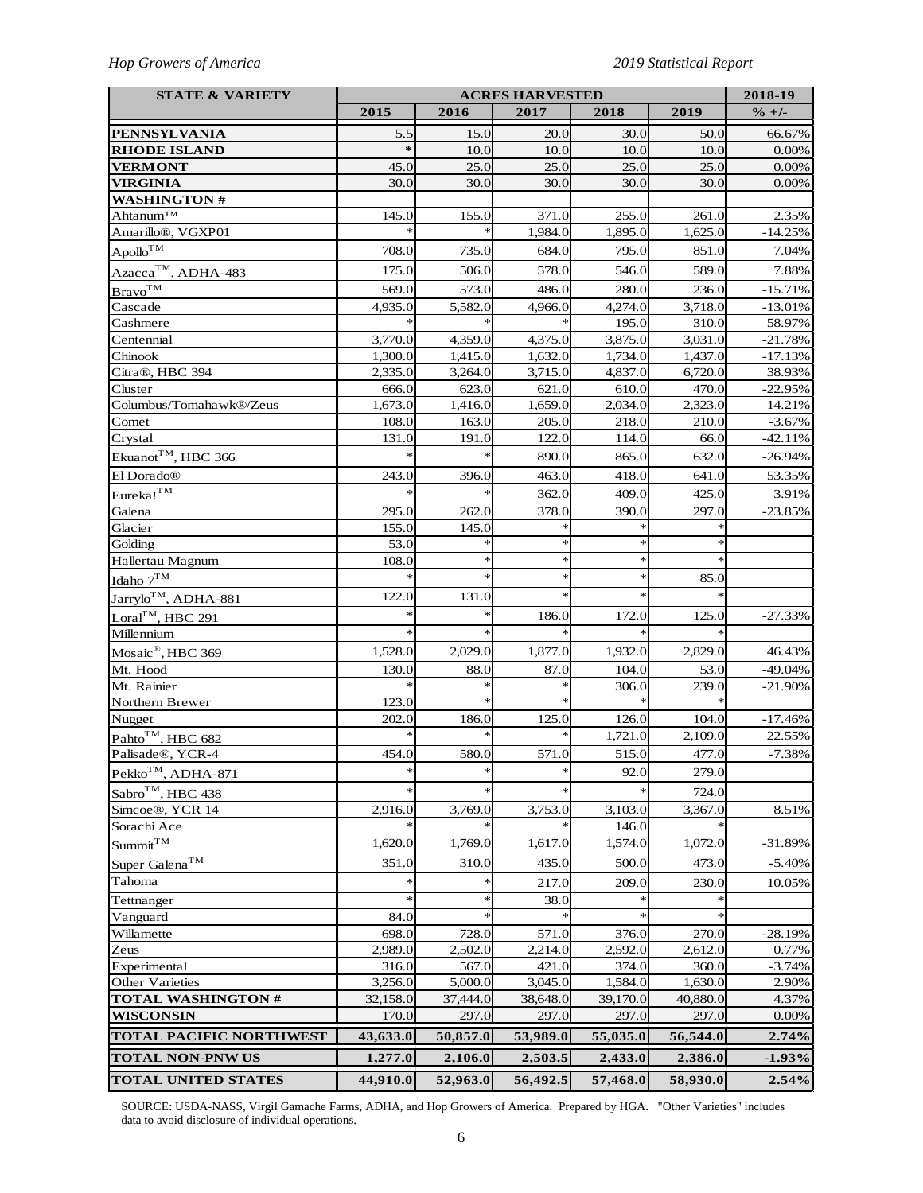| STATE & VARIETY | ACRES HARVESTED | | | | | 2018-19 |
|---|---|---|---|---|---|---|
| | 2015 | 2016 | 2017 | 2018 | 2019 | % +/- |
| **PENNSYLVANIA** | 5.5 | 15.0 | 20.0 | 30.0 | 50.0 | 66.67% |
| **RHODE ISLAND** | * | 10.0 | 10.0 | 10.0 | 10.0 | 0.00% |
| **VERMONT** | 45.0 | 25.0 | 25.0 | 25.0 | 25.0 | 0.00% |
| **VIRGINIA** | 30.0 | 30.0 | 30.0 | 30.0 | 30.0 | 0.00% |
| **WASHINGTON #** | | | | | | |
| Ahtanum™ | 145.0 | 155.0 | 371.0 | 255.0 | 261.0 | 2.35% |
| Amarillo®, VGXP01 | * | * | 1,984.0 | 1,895.0 | 1,625.0 | -14.25% |
| Apollo™ | 708.0 | 735.0 | 684.0 | 795.0 | 851.0 | 7.04% |
| Azacca™, ADHA-483 | 175.0 | 506.0 | 578.0 | 546.0 | 589.0 | 7.88% |
| Bravo™ | 569.0 | 573.0 | 486.0 | 280.0 | 236.0 | -15.71% |
| Cascade | 4,935.0 | 5,582.0 | 4,966.0 | 4,274.0 | 3,718.0 | -13.01% |
| Cashmere | * | * | * | 195.0 | 310.0 | 58.97% |
| Centennial | 3,770.0 | 4,359.0 | 4,375.0 | 3,875.0 | 3,031.0 | -21.78% |
| Chinook | 1,300.0 | 1,415.0 | 1,632.0 | 1,734.0 | 1,437.0 | -17.13% |
| Citra®, HBC 394 | 2,335.0 | 3,264.0 | 3,715.0 | 4,837.0 | 6,720.0 | 38.93% |
| Cluster | 666.0 | 623.0 | 621.0 | 610.0 | 470.0 | -22.95% |
| Columbus/Tomahawk®/Zeus | 1,673.0 | 1,416.0 | 1,659.0 | 2,034.0 | 2,323.0 | 14.21% |
| Comet | 108.0 | 163.0 | 205.0 | 218.0 | 210.0 | -3.67% |
| Crystal | 131.0 | 191.0 | 122.0 | 114.0 | 66.0 | -42.11% |
| Ekuanot™, HBC 366 | * | * | 890.0 | 865.0 | 632.0 | -26.94% |
| El Dorado® | 243.0 | 396.0 | 463.0 | 418.0 | 641.0 | 53.35% |
| Eureka!™ | * | * | 362.0 | 409.0 | 425.0 | 3.91% |
| Galena | 295.0 | 262.0 | 378.0 | 390.0 | 297.0 | -23.85% |
| Glacier | 155.0 | 145.0 | * | * | * | |
| Golding | 53.0 | * | * | * | * | |
| Hallertau Magnum | 108.0 | * | * | * | * | |
| Idaho 7™ | * | * | * | * | 85.0 | |
| Jarrylo™, ADHA-881 | 122.0 | 131.0 | * | * | * | |
| Loral™, HBC 291 | * | * | 186.0 | 172.0 | 125.0 | -27.33% |
| Millennium | * | * | * | * | * | |
| Mosaic®, HBC 369 | 1,528.0 | 2,029.0 | 1,877.0 | 1,932.0 | 2,829.0 | 46.43% |
| Mt. Hood | 130.0 | 88.0 | 87.0 | 104.0 | 53.0 | -49.04% |
| Mt. Rainier | * | * | * | 306.0 | 239.0 | -21.90% |
| Northern Brewer | 123.0 | * | * | * | * | |
| Nugget | 202.0 | 186.0 | 125.0 | 126.0 | 104.0 | -17.46% |
| Pahto™, HBC 682 | * | * | * | 1,721.0 | 2,109.0 | 22.55% |
| Palisade®, YCR-4 | 454.0 | 580.0 | 571.0 | 515.0 | 477.0 | -7.38% |
| Pekko™, ADHA-871 | * | * | * | 92.0 | 279.0 | |
| Sabro™, HBC 438 | * | * | * | * | 724.0 | |
| Simcoe®, YCR 14 | 2,916.0 | 3,769.0 | 3,753.0 | 3,103.0 | 3,367.0 | 8.51% |
| Sorachi Ace | * | * | * | 146.0 | * | |
| Summit™ | 1,620.0 | 1,769.0 | 1,617.0 | 1,574.0 | 1,072.0 | -31.89% |
| Super Galena™ | 351.0 | 310.0 | 435.0 | 500.0 | 473.0 | -5.40% |
| Tahoma | * | * | 217.0 | 209.0 | 230.0 | 10.05% |
| Tettnanger | * | * | 38.0 | * | * | |
| Vanguard | 84.0 | * | * | * | * | |
| Willamette | 698.0 | 728.0 | 571.0 | 376.0 | 270.0 | -28.19% |
| Zeus | 2,989.0 | 2,502.0 | 2,214.0 | 2,592.0 | 2,612.0 | 0.77% |
| Experimental | 316.0 | 567.0 | 421.0 | 374.0 | 360.0 | -3.74% |
| Other Varieties | 3,256.0 | 5,000.0 | 3,045.0 | 1,584.0 | 1,630.0 | 2.90% |
| **TOTAL WASHINGTON #** | 32,158.0 | 37,444.0 | 38,648.0 | 39,170.0 | 40,880.0 | 4.37% |
| **WISCONSIN** | 170.0 | 297.0 | 297.0 | 297.0 | 297.0 | 0.00% |
| **TOTAL PACIFIC NORTHWEST** | **43,633.0** | **50,857.0** | **53,989.0** | **55,035.0** | **56,544.0** | **2.74%** |
| **TOTAL NON-PNW US** | **1,277.0** | **2,106.0** | **2,503.5** | **2,433.0** | **2,386.0** | **-1.93%** |
| **TOTAL UNITED STATES** | **44,910.0** | **52,963.0** | **56,492.5** | **57,468.0** | **58,930.0** | **2.54%** |

SOURCE: USDA-NASS, Virgil Gamache Farms, ADHA, and Hop Growers of America. Prepared by HGA. "Other Varieties" includes data to avoid disclosure of individual operations.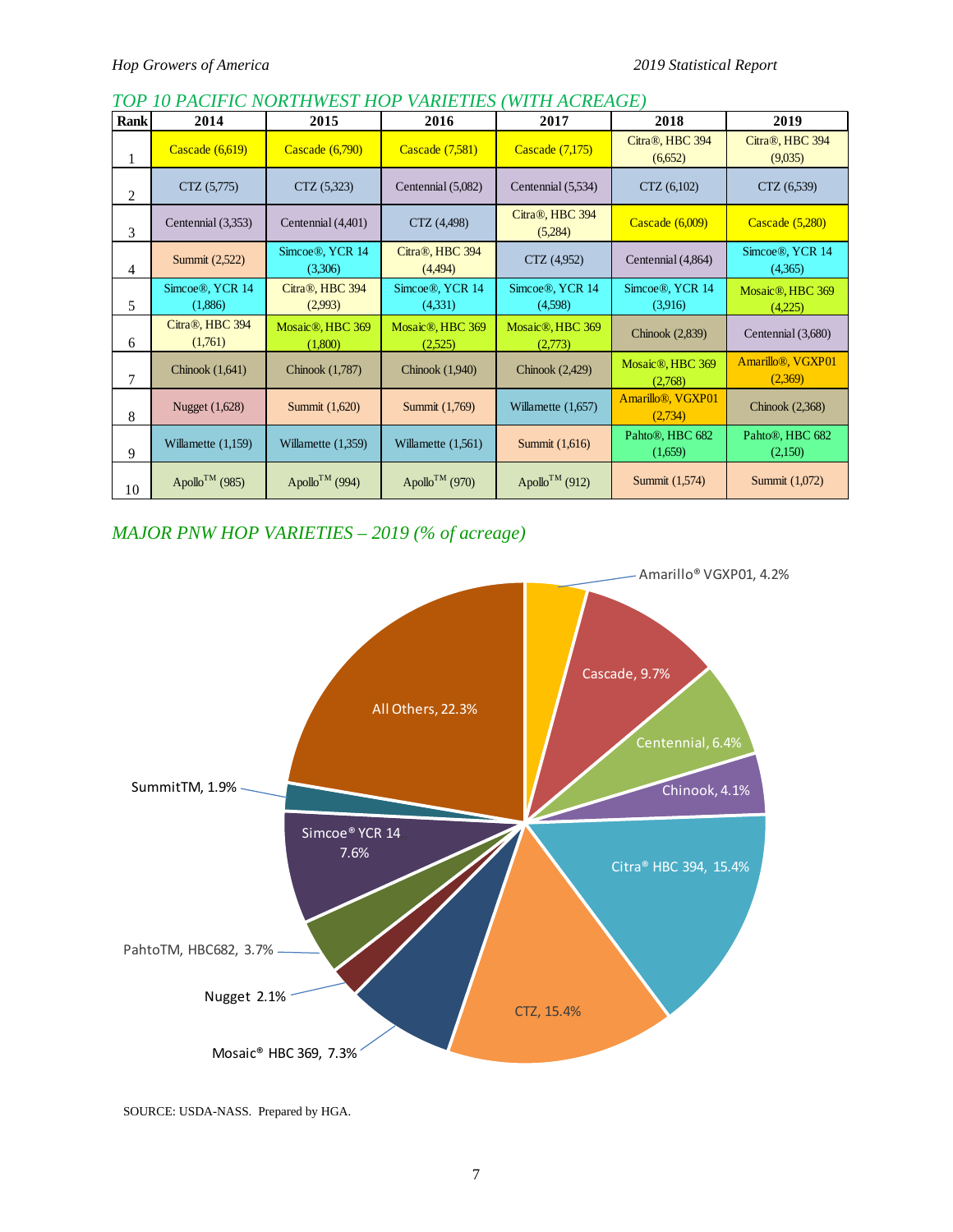## TOP 10 PACIFIC NORTHWEST HOP VARIETIES (WITH ACREAGE)

| Rank | 2014 | 2015 | 2016 | 2017 | 2018 | 2019 |
|---|---|---|---|---|---|---|
| 1 | Cascade (6,619) | Cascade (6,790) | Cascade (7,581) | Cascade (7,175) | Citra®, HBC 394 (6,652) | Citra®, HBC 394 (9,035) |
| 2 | CTZ (5,775) | CTZ (5,323) | Centennial (5,082) | Centennial (5,534) | CTZ (6,102) | CTZ (6,539) |
| 3 | Centennial (3,353) | Centennial (4,401) | CTZ (4,498) | Citra®, HBC 394 (5,284) | Cascade (6,009) | Cascade (5,280) |
| 4 | Summit (2,522) | Simcoe®, YCR 14 (3,306) | Citra®, HBC 394 (4,494) | CTZ (4,952) | Centennial (4,864) | Simcoe®, YCR 14 (4,365) |
| 5 | Simcoe®, YCR 14 (1,886) | Citra®, HBC 394 (2,993) | Simcoe®, YCR 14 (4,331) | Simcoe®, YCR 14 (4,598) | Simcoe®, YCR 14 (3,916) | Mosaic®, HBC 369 (4,225) |
| 6 | Citra®, HBC 394 (1,761) | Mosaic®, HBC 369 (1,800) | Mosaic®, HBC 369 (2,525) | Mosaic®, HBC 369 (2,773) | Chinook (2,839) | Centennial (3,680) |
| 7 | Chinook (1,641) | Chinook (1,787) | Chinook (1,940) | Chinook (2,429) | Mosaic®, HBC 369 (2,768) | Amarillo®, VGXP01 (2,369) |
| 8 | Nugget (1,628) | Summit (1,620) | Summit (1,769) | Willamette (1,657) | Amarillo®, VGXP01 (2,734) | Chinook (2,368) |
| 9 | Willamette (1,159) | Willamette (1,359) | Willamette (1,561) | Summit (1,616) | Pahto®, HBC 682 (1,659) | Pahto®, HBC 682 (2,150) |
| 10 | Apollo™ (985) | Apollo™ (994) | Apollo™ (970) | Apollo™ (912) | Summit (1,574) | Summit (1,072) |

## MAJOR PNW HOP VARIETIES – 2019 (% of acreage)

| Variety | % of acreage |
|---|---|
| Amarillo® VGXP01 | 4.2% |
| Cascade | 9.7% |
| Centennial | 6.4% |
| Chinook | 4.1% |
| Citra® HBC 394 | 15.4% |
| CTZ | 15.4% |
| Mosaic® HBC 369 | 7.3% |
| Nugget | 2.1% |
| Pahto™, HBC682 | 3.7% |
| Simcoe® YCR 14 | 7.6% |
| Summit™ | 1.9% |
| All Others | 22.3% |

SOURCE: USDA-NASS. Prepared by HGA.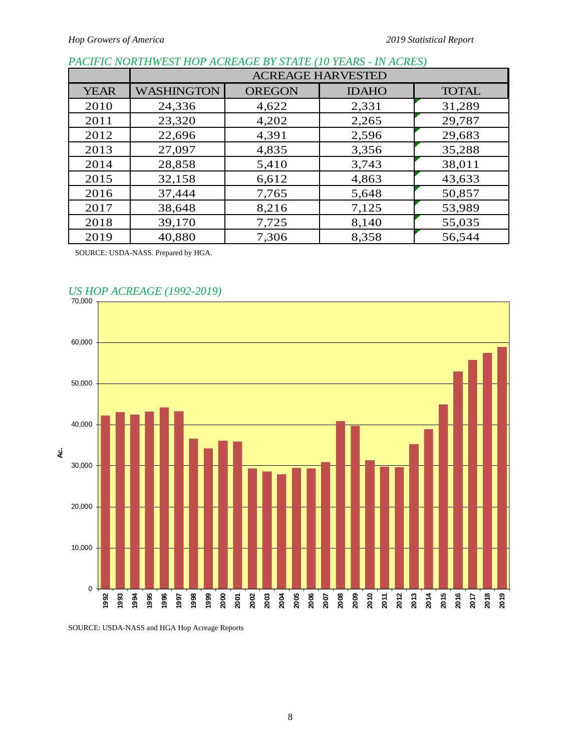## *PACIFIC NORTHWEST HOP ACREAGE BY STATE (10 YEARS - IN ACRES)*

| | ACREAGE HARVESTED | | | |
|---|---|---|---|---|
| YEAR | WASHINGTON | OREGON | IDAHO | TOTAL |
| 2010 | 24,336 | 4,622 | 2,331 | 31,289 |
| 2011 | 23,320 | 4,202 | 2,265 | 29,787 |
| 2012 | 22,696 | 4,391 | 2,596 | 29,683 |
| 2013 | 27,097 | 4,835 | 3,356 | 35,288 |
| 2014 | 28,858 | 5,410 | 3,743 | 38,011 |
| 2015 | 32,158 | 6,612 | 4,863 | 43,633 |
| 2016 | 37,444 | 7,765 | 5,648 | 50,857 |
| 2017 | 38,648 | 8,216 | 7,125 | 53,989 |
| 2018 | 39,170 | 7,725 | 8,140 | 55,035 |
| 2019 | 40,880 | 7,306 | 8,358 | 56,544 |

SOURCE: USDA-NASS. Prepared by HGA.

## *US HOP ACREAGE (1992-2019)*

SOURCE: USDA-NASS and HGA Hop Acreage Reports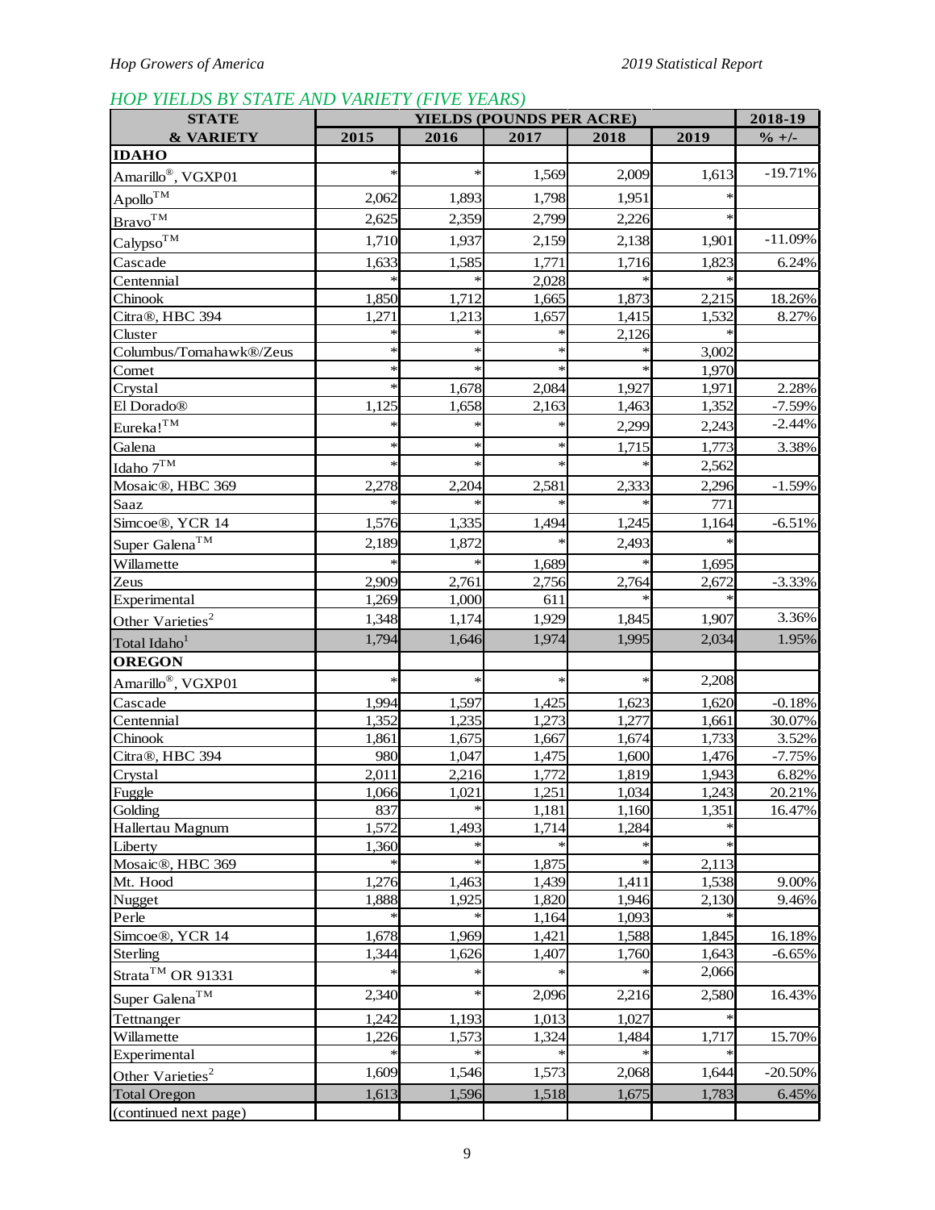## *HOP YIELDS BY STATE AND VARIETY (FIVE YEARS)*

| STATE & VARIETY | YIELDS (POUNDS PER ACRE) | | | | | 2018-19 |
|---|---|---|---|---|---|---|
| | 2015 | 2016 | 2017 | 2018 | 2019 | % +/- |
| **IDAHO** | | | | | | |
| Amarillo®, VGXP01 | * | * | 1,569 | 2,009 | 1,613 | -19.71% |
| Apollo™ | 2,062 | 1,893 | 1,798 | 1,951 | * | |
| Bravo™ | 2,625 | 2,359 | 2,799 | 2,226 | * | |
| Calypso™ | 1,710 | 1,937 | 2,159 | 2,138 | 1,901 | -11.09% |
| Cascade | 1,633 | 1,585 | 1,771 | 1,716 | 1,823 | 6.24% |
| Centennial | * | * | 2,028 | * | * | |
| Chinook | 1,850 | 1,712 | 1,665 | 1,873 | 2,215 | 18.26% |
| Citra®, HBC 394 | 1,271 | 1,213 | 1,657 | 1,415 | 1,532 | 8.27% |
| Cluster | * | * | * | 2,126 | * | |
| Columbus/Tomahawk®/Zeus | * | * | * | * | 3,002 | |
| Comet | * | * | * | * | 1,970 | |
| Crystal | * | 1,678 | 2,084 | 1,927 | 1,971 | 2.28% |
| El Dorado® | 1,125 | 1,658 | 2,163 | 1,463 | 1,352 | -7.59% |
| Eureka!™ | * | * | * | 2,299 | 2,243 | -2.44% |
| Galena | * | * | * | 1,715 | 1,773 | 3.38% |
| Idaho 7™ | * | * | * | * | 2,562 | |
| Mosaic®, HBC 369 | 2,278 | 2,204 | 2,581 | 2,333 | 2,296 | -1.59% |
| Saaz | * | * | * | * | 771 | |
| Simcoe®, YCR 14 | 1,576 | 1,335 | 1,494 | 1,245 | 1,164 | -6.51% |
| Super Galena™ | 2,189 | 1,872 | * | 2,493 | * | |
| Willamette | * | * | 1,689 | * | 1,695 | |
| Zeus | 2,909 | 2,761 | 2,756 | 2,764 | 2,672 | -3.33% |
| Experimental | 1,269 | 1,000 | 611 | * | * | |
| Other Varieties[2] | 1,348 | 1,174 | 1,929 | 1,845 | 1,907 | 3.36% |
| Total Idaho[1] | 1,794 | 1,646 | 1,974 | 1,995 | 2,034 | 1.95% |
| **OREGON** | | | | | | |
| Amarillo®, VGXP01 | * | * | * | * | 2,208 | |
| Cascade | 1,994 | 1,597 | 1,425 | 1,623 | 1,620 | -0.18% |
| Centennial | 1,352 | 1,235 | 1,273 | 1,277 | 1,661 | 30.07% |
| Chinook | 1,861 | 1,675 | 1,667 | 1,674 | 1,733 | 3.52% |
| Citra®, HBC 394 | 980 | 1,047 | 1,475 | 1,600 | 1,476 | -7.75% |
| Crystal | 2,011 | 2,216 | 1,772 | 1,819 | 1,943 | 6.82% |
| Fuggle | 1,066 | 1,021 | 1,251 | 1,034 | 1,243 | 20.21% |
| Golding | 837 | * | 1,181 | 1,160 | 1,351 | 16.47% |
| Hallertau Magnum | 1,572 | 1,493 | 1,714 | 1,284 | * | |
| Liberty | 1,360 | * | * | * | * | |
| Mosaic®, HBC 369 | * | * | 1,875 | * | 2,113 | |
| Mt. Hood | 1,276 | 1,463 | 1,439 | 1,411 | 1,538 | 9.00% |
| Nugget | 1,888 | 1,925 | 1,820 | 1,946 | 2,130 | 9.46% |
| Perle | * | * | 1,164 | 1,093 | * | |
| Simcoe®, YCR 14 | 1,678 | 1,969 | 1,421 | 1,588 | 1,845 | 16.18% |
| Sterling | 1,344 | 1,626 | 1,407 | 1,760 | 1,643 | -6.65% |
| Strata™ OR 91331 | * | * | * | * | 2,066 | |
| Super Galena™ | 2,340 | * | 2,096 | 2,216 | 2,580 | 16.43% |
| Tettnanger | 1,242 | 1,193 | 1,013 | 1,027 | * | |
| Willamette | 1,226 | 1,573 | 1,324 | 1,484 | 1,717 | 15.70% |
| Experimental | * | * | * | * | * | |
| Other Varieties[2] | 1,609 | 1,546 | 1,573 | 2,068 | 1,644 | -20.50% |
| Total Oregon | 1,613 | 1,596 | 1,518 | 1,675 | 1,783 | 6.45% |
| (continued next page) | | | | | | |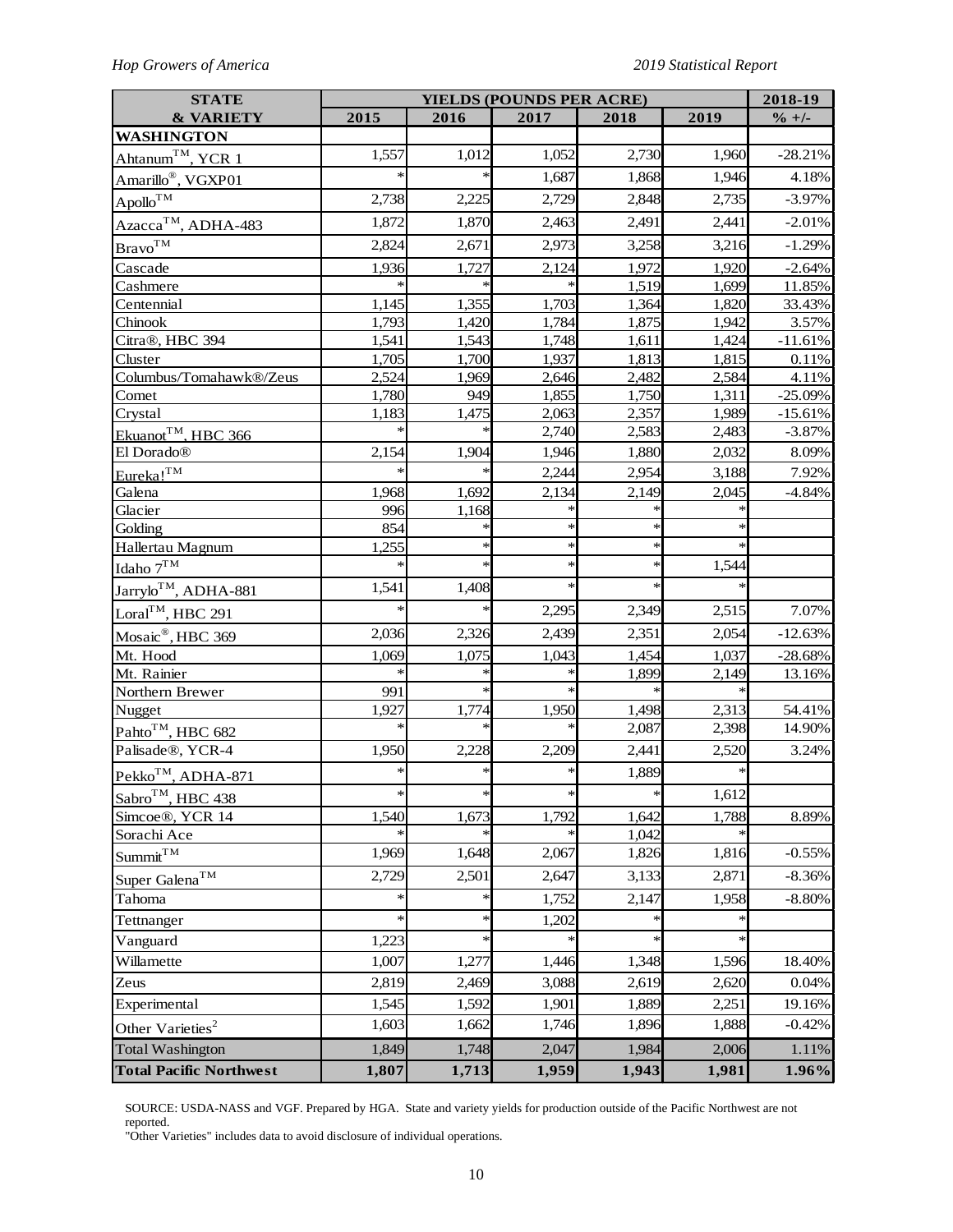| STATE & VARIETY | YIELDS (POUNDS PER ACRE) | | | | | 2018-19 |
|---|---|---|---|---|---|---|
| | 2015 | 2016 | 2017 | 2018 | 2019 | % +/- |
| **WASHINGTON** | | | | | | |
| Ahtanum™, YCR 1 | 1,557 | 1,012 | 1,052 | 2,730 | 1,960 | -28.21% |
| Amarillo®, VGXP01 | * | * | 1,687 | 1,868 | 1,946 | 4.18% |
| Apollo™ | 2,738 | 2,225 | 2,729 | 2,848 | 2,735 | -3.97% |
| Azacca™, ADHA-483 | 1,872 | 1,870 | 2,463 | 2,491 | 2,441 | -2.01% |
| Bravo™ | 2,824 | 2,671 | 2,973 | 3,258 | 3,216 | -1.29% |
| Cascade | 1,936 | 1,727 | 2,124 | 1,972 | 1,920 | -2.64% |
| Cashmere | * | * | * | 1,519 | 1,699 | 11.85% |
| Centennial | 1,145 | 1,355 | 1,703 | 1,364 | 1,820 | 33.43% |
| Chinook | 1,793 | 1,420 | 1,784 | 1,875 | 1,942 | 3.57% |
| Citra®, HBC 394 | 1,541 | 1,543 | 1,748 | 1,611 | 1,424 | -11.61% |
| Cluster | 1,705 | 1,700 | 1,937 | 1,813 | 1,815 | 0.11% |
| Columbus/Tomahawk®/Zeus | 2,524 | 1,969 | 2,646 | 2,482 | 2,584 | 4.11% |
| Comet | 1,780 | 949 | 1,855 | 1,750 | 1,311 | -25.09% |
| Crystal | 1,183 | 1,475 | 2,063 | 2,357 | 1,989 | -15.61% |
| Ekuanot™, HBC 366 | * | * | 2,740 | 2,583 | 2,483 | -3.87% |
| El Dorado® | 2,154 | 1,904 | 1,946 | 1,880 | 2,032 | 8.09% |
| Eureka!™ | * | * | 2,244 | 2,954 | 3,188 | 7.92% |
| Galena | 1,968 | 1,692 | 2,134 | 2,149 | 2,045 | -4.84% |
| Glacier | 996 | 1,168 | * | * | * | |
| Golding | 854 | * | * | * | * | |
| Hallertau Magnum | 1,255 | * | * | * | * | |
| Idaho 7™ | * | * | * | * | 1,544 | |
| Jarrylo™, ADHA-881 | 1,541 | 1,408 | * | * | * | |
| Loral™, HBC 291 | * | * | 2,295 | 2,349 | 2,515 | 7.07% |
| Mosaic®, HBC 369 | 2,036 | 2,326 | 2,439 | 2,351 | 2,054 | -12.63% |
| Mt. Hood | 1,069 | 1,075 | 1,043 | 1,454 | 1,037 | -28.68% |
| Mt. Rainier | * | * | * | 1,899 | 2,149 | 13.16% |
| Northern Brewer | 991 | * | * | * | * | |
| Nugget | 1,927 | 1,774 | 1,950 | 1,498 | 2,313 | 54.41% |
| Pahto™, HBC 682 | * | * | * | 2,087 | 2,398 | 14.90% |
| Palisade®, YCR-4 | 1,950 | 2,228 | 2,209 | 2,441 | 2,520 | 3.24% |
| Pekko™, ADHA-871 | * | * | * | 1,889 | * | |
| Sabro™, HBC 438 | * | * | * | * | 1,612 | |
| Simcoe®, YCR 14 | 1,540 | 1,673 | 1,792 | 1,642 | 1,788 | 8.89% |
| Sorachi Ace | * | * | * | 1,042 | * | |
| Summit™ | 1,969 | 1,648 | 2,067 | 1,826 | 1,816 | -0.55% |
| Super Galena™ | 2,729 | 2,501 | 2,647 | 3,133 | 2,871 | -8.36% |
| Tahoma | * | * | 1,752 | 2,147 | 1,958 | -8.80% |
| Tettnanger | * | * | 1,202 | * | * | |
| Vanguard | 1,223 | * | * | * | * | |
| Willamette | 1,007 | 1,277 | 1,446 | 1,348 | 1,596 | 18.40% |
| Zeus | 2,819 | 2,469 | 3,088 | 2,619 | 2,620 | 0.04% |
| Experimental | 1,545 | 1,592 | 1,901 | 1,889 | 2,251 | 19.16% |
| Other Varieties[2] | 1,603 | 1,662 | 1,746 | 1,896 | 1,888 | -0.42% |
| Total Washington | 1,849 | 1,748 | 2,047 | 1,984 | 2,006 | 1.11% |
| **Total Pacific Northwest** | **1,807** | **1,713** | **1,959** | **1,943** | **1,981** | **1.96%** |

SOURCE: USDA-NASS and VGF. Prepared by HGA. State and variety yields for production outside of the Pacific Northwest are not reported.
"Other Varieties" includes data to avoid disclosure of individual operations.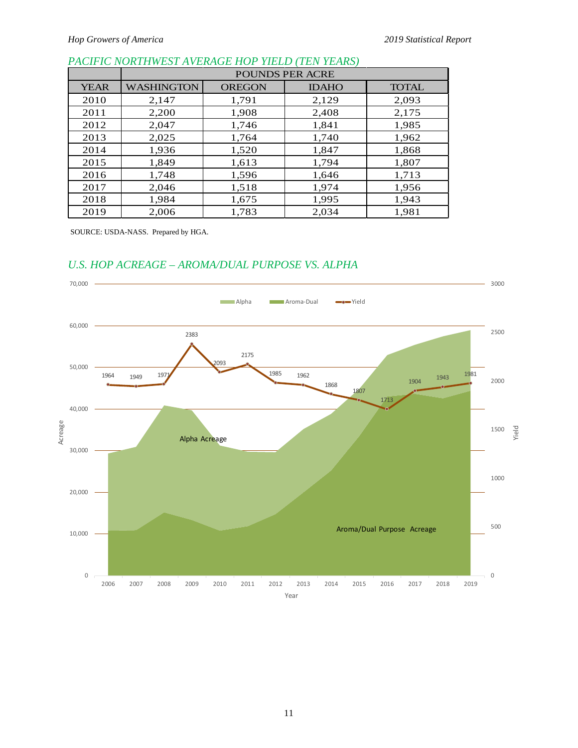## *PACIFIC NORTHWEST AVERAGE HOP YIELD (TEN YEARS)*

| | POUNDS PER ACRE | | | |
|---|---|---|---|---|
| YEAR | WASHINGTON | OREGON | IDAHO | TOTAL |
| 2010 | 2,147 | 1,791 | 2,129 | 2,093 |
| 2011 | 2,200 | 1,908 | 2,408 | 2,175 |
| 2012 | 2,047 | 1,746 | 1,841 | 1,985 |
| 2013 | 2,025 | 1,764 | 1,740 | 1,962 |
| 2014 | 1,936 | 1,520 | 1,847 | 1,868 |
| 2015 | 1,849 | 1,613 | 1,794 | 1,807 |
| 2016 | 1,748 | 1,596 | 1,646 | 1,713 |
| 2017 | 2,046 | 1,518 | 1,974 | 1,956 |
| 2018 | 1,984 | 1,675 | 1,995 | 1,943 |
| 2019 | 2,006 | 1,783 | 2,034 | 1,981 |

SOURCE: USDA-NASS. Prepared by HGA.

## *U.S. HOP ACREAGE – AROMA/DUAL PURPOSE VS. ALPHA*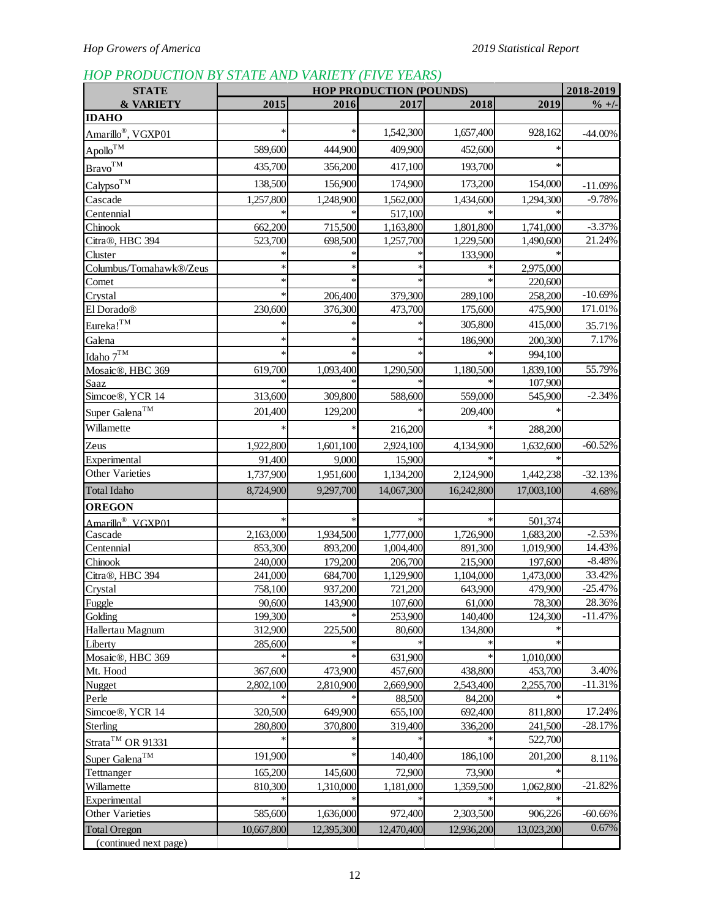## HOP PRODUCTION BY STATE AND VARIETY (FIVE YEARS)

| STATE & VARIETY | HOP PRODUCTION (POUNDS) | | | | | 2018-2019 |
|---|---|---|---|---|---|---|
| | 2015 | 2016 | 2017 | 2018 | 2019 | % +/- |
| **IDAHO** | | | | | | |
| Amarillo®, VGXP01 | * | * | 1,542,300 | 1,657,400 | 928,162 | -44.00% |
| Apollo™ | 589,600 | 444,900 | 409,900 | 452,600 | * | |
| Bravo™ | 435,700 | 356,200 | 417,100 | 193,700 | * | |
| Calypso™ | 138,500 | 156,900 | 174,900 | 173,200 | 154,000 | -11.09% |
| Cascade | 1,257,800 | 1,248,900 | 1,562,000 | 1,434,600 | 1,294,300 | -9.78% |
| Centennial | * | * | 517,100 | * | * | |
| Chinook | 662,200 | 715,500 | 1,163,800 | 1,801,800 | 1,741,000 | -3.37% |
| Citra®, HBC 394 | 523,700 | 698,500 | 1,257,700 | 1,229,500 | 1,490,600 | 21.24% |
| Cluster | * | * | * | 133,900 | * | |
| Columbus/Tomahawk®/Zeus | * | * | * | * | 2,975,000 | |
| Comet | * | * | * | * | 220,600 | |
| Crystal | * | 206,400 | 379,300 | 289,100 | 258,200 | -10.69% |
| El Dorado® | 230,600 | 376,300 | 473,700 | 175,600 | 475,900 | 171.01% |
| Eureka!™ | * | * | * | 305,800 | 415,000 | 35.71% |
| Galena | * | * | * | 186,900 | 200,300 | 7.17% |
| Idaho 7™ | * | * | * | * | 994,100 | |
| Mosaic®, HBC 369 | 619,700 | 1,093,400 | 1,290,500 | 1,180,500 | 1,839,100 | 55.79% |
| Saaz | * | * | * | * | 107,900 | |
| Simcoe®, YCR 14 | 313,600 | 309,800 | 588,600 | 559,000 | 545,900 | -2.34% |
| Super Galena™ | 201,400 | 129,200 | * | 209,400 | * | |
| Willamette | * | * | 216,200 | * | 288,200 | |
| Zeus | 1,922,800 | 1,601,100 | 2,924,100 | 4,134,900 | 1,632,600 | -60.52% |
| Experimental | 91,400 | 9,000 | 15,900 | * | * | |
| Other Varieties | 1,737,900 | 1,951,600 | 1,134,200 | 2,124,900 | 1,442,238 | -32.13% |
| Total Idaho | 8,724,900 | 9,297,700 | 14,067,300 | 16,242,800 | 17,003,100 | 4.68% |
| **OREGON** | | | | | | |
| Amarillo®, VGXP01 | * | * | * | * | 501,374 | |
| Cascade | 2,163,000 | 1,934,500 | 1,777,000 | 1,726,900 | 1,683,200 | -2.53% |
| Centennial | 853,300 | 893,200 | 1,004,400 | 891,300 | 1,019,900 | 14.43% |
| Chinook | 240,000 | 179,200 | 206,700 | 215,900 | 197,600 | -8.48% |
| Citra®, HBC 394 | 241,000 | 684,700 | 1,129,900 | 1,104,000 | 1,473,000 | 33.42% |
| Crystal | 758,100 | 937,200 | 721,200 | 643,900 | 479,900 | -25.47% |
| Fuggle | 90,600 | 143,900 | 107,600 | 61,000 | 78,300 | 28.36% |
| Golding | 199,300 | * | 253,900 | 140,400 | 124,300 | -11.47% |
| Hallertau Magnum | 312,900 | 225,500 | 80,600 | 134,800 | * | |
| Liberty | 285,600 | * | * | * | * | |
| Mosaic®, HBC 369 | * | * | 631,900 | * | 1,010,000 | |
| Mt. Hood | 367,600 | 473,900 | 457,600 | 438,800 | 453,700 | 3.40% |
| Nugget | 2,802,100 | 2,810,900 | 2,669,900 | 2,543,400 | 2,255,700 | -11.31% |
| Perle | * | * | 88,500 | 84,200 | * | |
| Simcoe®, YCR 14 | 320,500 | 649,900 | 655,100 | 692,400 | 811,800 | 17.24% |
| Sterling | 280,800 | 370,800 | 319,400 | 336,200 | 241,500 | -28.17% |
| Strata™ OR 91331 | * | * | * | * | 522,700 | |
| Super Galena™ | 191,900 | * | 140,400 | 186,100 | 201,200 | 8.11% |
| Tettnanger | 165,200 | 145,600 | 72,900 | 73,900 | * | |
| Willamette | 810,300 | 1,310,000 | 1,181,000 | 1,359,500 | 1,062,800 | -21.82% |
| Experimental | * | * | * | * | * | |
| Other Varieties | 585,600 | 1,636,000 | 972,400 | 2,303,500 | 906,226 | -60.66% |
| Total Oregon | 10,667,800 | 12,395,300 | 12,470,400 | 12,936,200 | 13,023,200 | 0.67% |
| (continued next page) | | | | | | |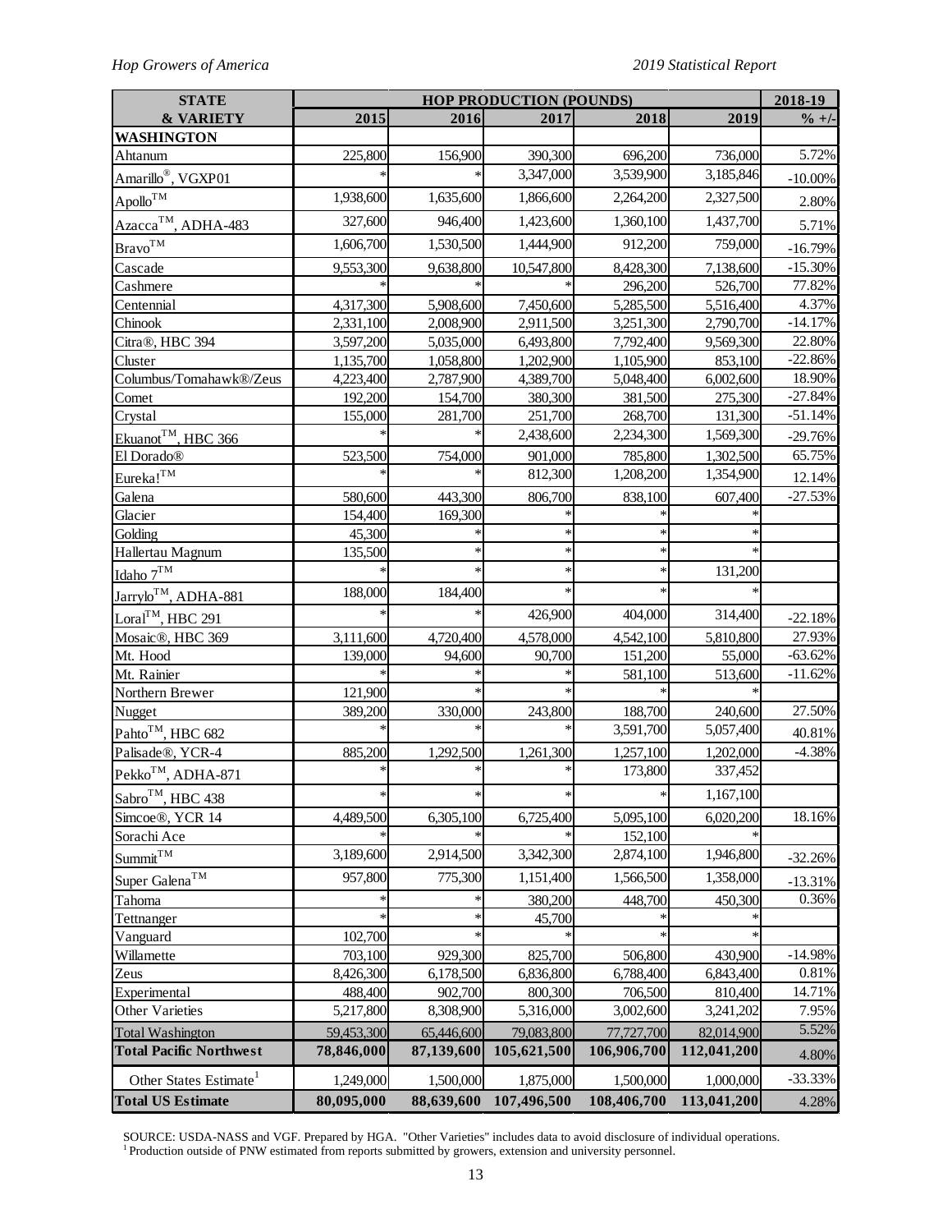| STATE & VARIETY | HOP PRODUCTION (POUNDS) | | | | | 2018-19 |
|---|---|---|---|---|---|---|
| | 2015 | 2016 | 2017 | 2018 | 2019 | % +/- |
| **WASHINGTON** | | | | | | |
| Ahtanum | 225,800 | 156,900 | 390,300 | 696,200 | 736,000 | 5.72% |
| Amarillo®, VGXP01 | * | * | 3,347,000 | 3,539,900 | 3,185,846 | -10.00% |
| Apollo™ | 1,938,600 | 1,635,600 | 1,866,600 | 2,264,200 | 2,327,500 | 2.80% |
| Azacca™, ADHA-483 | 327,600 | 946,400 | 1,423,600 | 1,360,100 | 1,437,700 | 5.71% |
| Bravo™ | 1,606,700 | 1,530,500 | 1,444,900 | 912,200 | 759,000 | -16.79% |
| Cascade | 9,553,300 | 9,638,800 | 10,547,800 | 8,428,300 | 7,138,600 | -15.30% |
| Cashmere | * | * | * | 296,200 | 526,700 | 77.82% |
| Centennial | 4,317,300 | 5,908,600 | 7,450,600 | 5,285,500 | 5,516,400 | 4.37% |
| Chinook | 2,331,100 | 2,008,900 | 2,911,500 | 3,251,300 | 2,790,700 | -14.17% |
| Citra®, HBC 394 | 3,597,200 | 5,035,000 | 6,493,800 | 7,792,400 | 9,569,300 | 22.80% |
| Cluster | 1,135,700 | 1,058,800 | 1,202,900 | 1,105,900 | 853,100 | -22.86% |
| Columbus/Tomahawk®/Zeus | 4,223,400 | 2,787,900 | 4,389,700 | 5,048,400 | 6,002,600 | 18.90% |
| Comet | 192,200 | 154,700 | 380,300 | 381,500 | 275,300 | -27.84% |
| Crystal | 155,000 | 281,700 | 251,700 | 268,700 | 131,300 | -51.14% |
| Ekuanot™, HBC 366 | * | * | 2,438,600 | 2,234,300 | 1,569,300 | -29.76% |
| El Dorado® | 523,500 | 754,000 | 901,000 | 785,800 | 1,302,500 | 65.75% |
| Eureka!™ | * | * | 812,300 | 1,208,200 | 1,354,900 | 12.14% |
| Galena | 580,600 | 443,300 | 806,700 | 838,100 | 607,400 | -27.53% |
| Glacier | 154,400 | 169,300 | * | * | * | |
| Golding | 45,300 | * | * | * | * | |
| Hallertau Magnum | 135,500 | * | * | * | * | |
| Idaho 7™ | * | * | * | * | 131,200 | |
| Jarrylo™, ADHA-881 | 188,000 | 184,400 | * | * | * | |
| Loral™, HBC 291 | * | * | 426,900 | 404,000 | 314,400 | -22.18% |
| Mosaic®, HBC 369 | 3,111,600 | 4,720,400 | 4,578,000 | 4,542,100 | 5,810,800 | 27.93% |
| Mt. Hood | 139,000 | 94,600 | 90,700 | 151,200 | 55,000 | -63.62% |
| Mt. Rainier | * | * | * | 581,100 | 513,600 | -11.62% |
| Northern Brewer | 121,900 | * | * | * | * | |
| Nugget | 389,200 | 330,000 | 243,800 | 188,700 | 240,600 | 27.50% |
| Pahto™, HBC 682 | * | * | * | 3,591,700 | 5,057,400 | 40.81% |
| Palisade®, YCR-4 | 885,200 | 1,292,500 | 1,261,300 | 1,257,100 | 1,202,000 | -4.38% |
| Pekko™, ADHA-871 | * | * | * | 173,800 | 337,452 | |
| Sabro™, HBC 438 | * | * | * | * | 1,167,100 | |
| Simcoe®, YCR 14 | 4,489,500 | 6,305,100 | 6,725,400 | 5,095,100 | 6,020,200 | 18.16% |
| Sorachi Ace | * | * | * | 152,100 | * | |
| Summit™ | 3,189,600 | 2,914,500 | 3,342,300 | 2,874,100 | 1,946,800 | -32.26% |
| Super Galena™ | 957,800 | 775,300 | 1,151,400 | 1,566,500 | 1,358,000 | -13.31% |
| Tahoma | * | * | 380,200 | 448,700 | 450,300 | 0.36% |
| Tettnanger | * | * | 45,700 | * | * | |
| Vanguard | 102,700 | * | * | * | * | |
| Willamette | 703,100 | 929,300 | 825,700 | 506,800 | 430,900 | -14.98% |
| Zeus | 8,426,300 | 6,178,500 | 6,836,800 | 6,788,400 | 6,843,400 | 0.81% |
| Experimental | 488,400 | 902,700 | 800,300 | 706,500 | 810,400 | 14.71% |
| Other Varieties | 5,217,800 | 8,308,900 | 5,316,000 | 3,002,600 | 3,241,202 | 7.95% |
| Total Washington | 59,453,300 | 65,446,600 | 79,083,800 | 77,727,700 | 82,014,900 | 5.52% |
| **Total Pacific Northwest** | **78,846,000** | **87,139,600** | **105,621,500** | **106,906,700** | **112,041,200** | 4.80% |
| Other States Estimate[1] | 1,249,000 | 1,500,000 | 1,875,000 | 1,500,000 | 1,000,000 | -33.33% |
| **Total US Estimate** | **80,095,000** | **88,639,600** | **107,496,500** | **108,406,700** | **113,041,200** | 4.28% |

SOURCE: USDA-NASS and VGF. Prepared by HGA. "Other Varieties" includes data to avoid disclosure of individual operations.
[1] Production outside of PNW estimated from reports submitted by growers, extension and university personnel.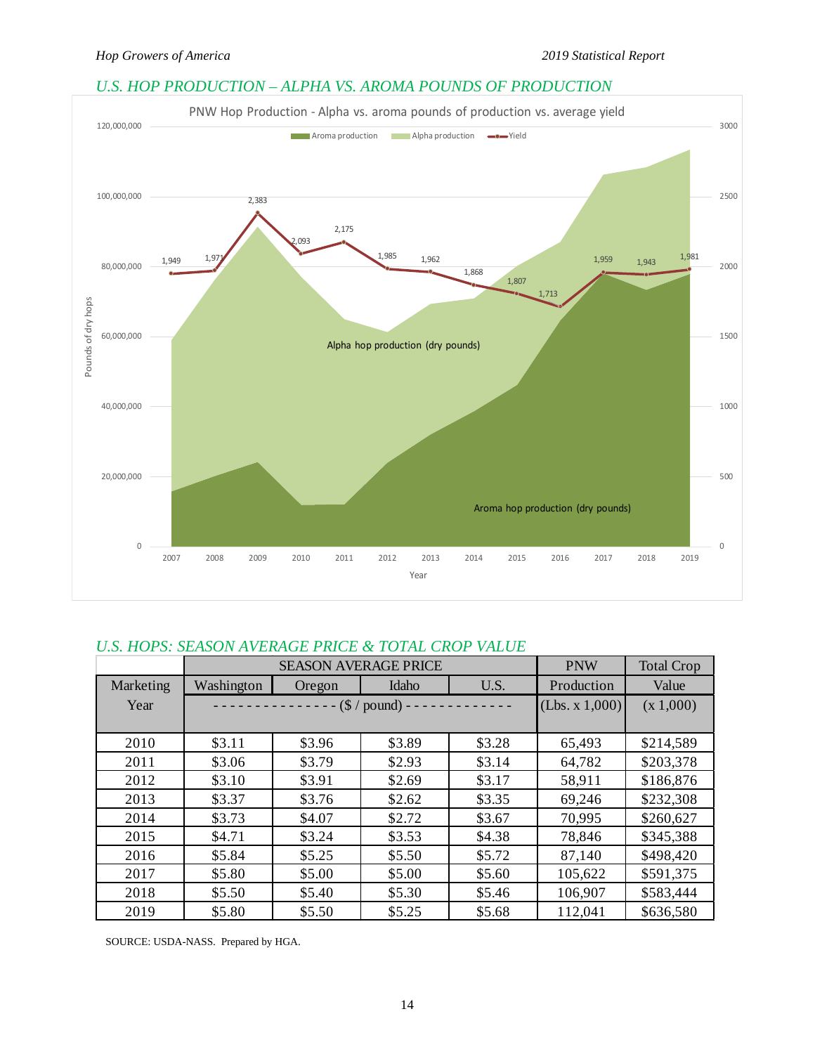## *U.S. HOP PRODUCTION – ALPHA VS. AROMA POUNDS OF PRODUCTION*

PNW Hop Production - Alpha vs. aroma pounds of production vs. average yield

| Year | Yield |
|---|---|
| 2007 | 1,949 |
| 2008 | 1,971 |
| 2009 | 2,383 |
| 2010 | 2,093 |
| 2011 | 2,175 |
| 2012 | 1,985 |
| 2013 | 1,962 |
| 2014 | 1,868 |
| 2015 | 1,807 |
| 2016 | 1,713 |
| 2017 | 1,959 |
| 2018 | 1,943 |
| 2019 | 1,981 |

## *U.S. HOPS: SEASON AVERAGE PRICE & TOTAL CROP VALUE*

| | SEASON AVERAGE PRICE | | | | PNW | Total Crop |
|---|---|---|---|---|---|---|
| Marketing | Washington | Oregon | Idaho | U.S. | Production | Value |
| Year | ($ / pound) | | | | (Lbs. x 1,000) | (x 1,000) |
| 2010 | $3.11 | $3.96 | $3.89 | $3.28 | 65,493 | $214,589 |
| 2011 | $3.06 | $3.79 | $2.93 | $3.14 | 64,782 | $203,378 |
| 2012 | $3.10 | $3.91 | $2.69 | $3.17 | 58,911 | $186,876 |
| 2013 | $3.37 | $3.76 | $2.62 | $3.35 | 69,246 | $232,308 |
| 2014 | $3.73 | $4.07 | $2.72 | $3.67 | 70,995 | $260,627 |
| 2015 | $4.71 | $3.24 | $3.53 | $4.38 | 78,846 | $345,388 |
| 2016 | $5.84 | $5.25 | $5.50 | $5.72 | 87,140 | $498,420 |
| 2017 | $5.80 | $5.00 | $5.00 | $5.60 | 105,622 | $591,375 |
| 2018 | $5.50 | $5.40 | $5.30 | $5.46 | 106,907 | $583,444 |
| 2019 | $5.80 | $5.50 | $5.25 | $5.68 | 112,041 | $636,580 |

SOURCE: USDA-NASS. Prepared by HGA.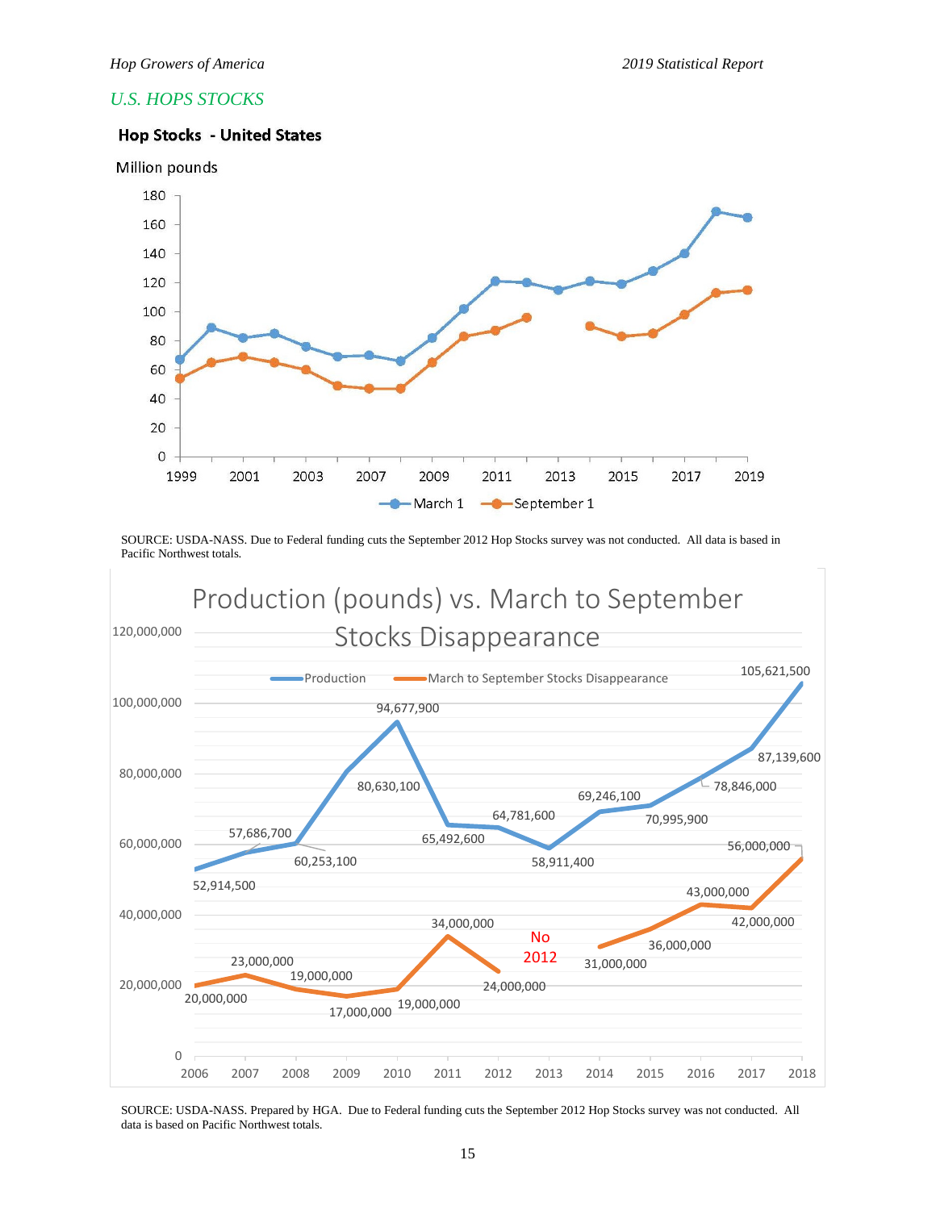## U.S. HOPS STOCKS

**Hop Stocks - United States**

Million pounds

SOURCE: USDA-NASS. Due to Federal funding cuts the September 2012 Hop Stocks survey was not conducted. All data is based in Pacific Northwest totals.

**Production (pounds) vs. March to September Stocks Disappearance**

| Year | Production | March to September Stocks Disappearance |
|---|---|---|
| 2006 | 52,914,500 | 20,000,000 |
| 2007 | 57,686,700 | 23,000,000 |
| 2008 | 60,253,100 | 19,000,000 |
| 2009 | 80,630,100 | 17,000,000 |
| 2010 | 94,677,900 | 19,000,000 |
| 2011 | 65,492,600 | 34,000,000 |
| 2012 | 64,781,600 | 24,000,000 |
| 2013 | 58,911,400 | No 2012 |
| 2014 | 69,246,100 | 31,000,000 |
| 2015 | 70,995,900 | 36,000,000 |
| 2016 | 78,846,000 | 43,000,000 |
| 2017 | 87,139,600 | 42,000,000 |
| 2018 | 105,621,500 | 56,000,000 |

SOURCE: USDA-NASS. Prepared by HGA. Due to Federal funding cuts the September 2012 Hop Stocks survey was not conducted. All data is based on Pacific Northwest totals.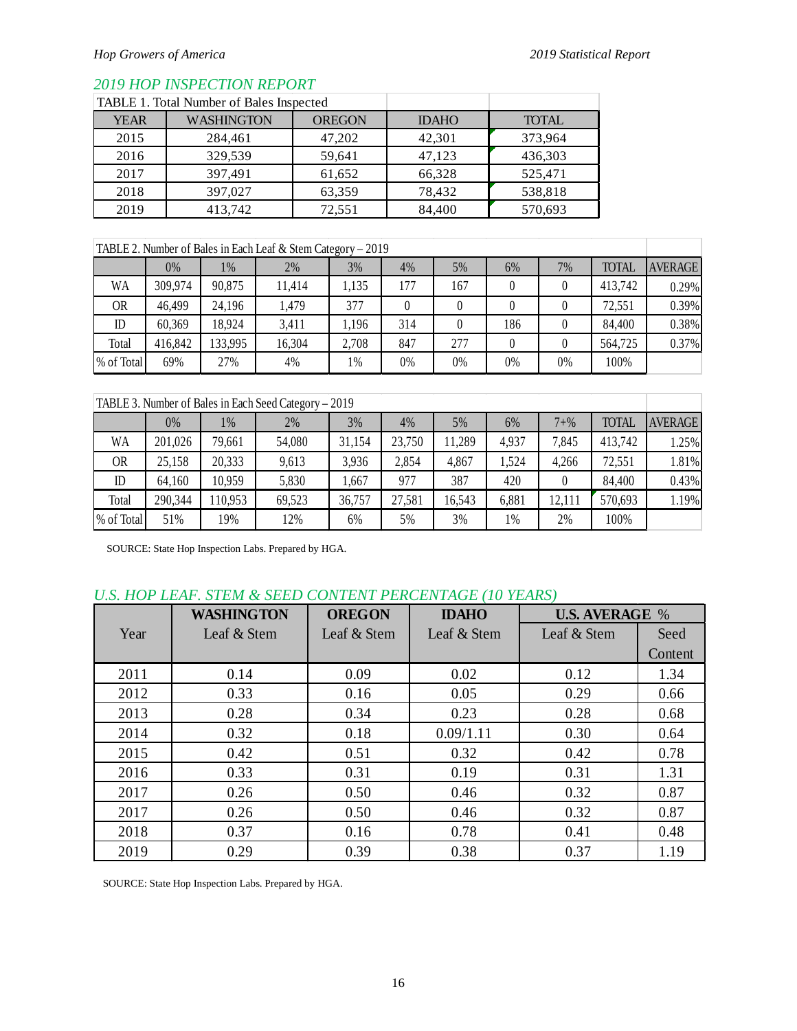## 2019 HOP INSPECTION REPORT

TABLE 1. Total Number of Bales Inspected

| YEAR | WASHINGTON | OREGON | IDAHO | TOTAL |
|---|---|---|---|---|
| 2015 | 284,461 | 47,202 | 42,301 | 373,964 |
| 2016 | 329,539 | 59,641 | 47,123 | 436,303 |
| 2017 | 397,491 | 61,652 | 66,328 | 525,471 |
| 2018 | 397,027 | 63,359 | 78,432 | 538,818 |
| 2019 | 413,742 | 72,551 | 84,400 | 570,693 |

TABLE 2. Number of Bales in Each Leaf & Stem Category – 2019

| | 0% | 1% | 2% | 3% | 4% | 5% | 6% | 7% | TOTAL | AVERAGE |
|---|---|---|---|---|---|---|---|---|---|---|
| WA | 309,974 | 90,875 | 11,414 | 1,135 | 177 | 167 | 0 | 0 | 413,742 | 0.29% |
| OR | 46,499 | 24,196 | 1,479 | 377 | 0 | 0 | 0 | 0 | 72,551 | 0.39% |
| ID | 60,369 | 18,924 | 3,411 | 1,196 | 314 | 0 | 186 | 0 | 84,400 | 0.38% |
| Total | 416,842 | 133,995 | 16,304 | 2,708 | 847 | 277 | 0 | 0 | 564,725 | 0.37% |
| % of Total | 69% | 27% | 4% | 1% | 0% | 0% | 0% | 0% | 100% | |

TABLE 3. Number of Bales in Each Seed Category – 2019

| | 0% | 1% | 2% | 3% | 4% | 5% | 6% | 7+% | TOTAL | AVERAGE |
|---|---|---|---|---|---|---|---|---|---|---|
| WA | 201,026 | 79,661 | 54,080 | 31,154 | 23,750 | 11,289 | 4,937 | 7,845 | 413,742 | 1.25% |
| OR | 25,158 | 20,333 | 9,613 | 3,936 | 2,854 | 4,867 | 1,524 | 4,266 | 72,551 | 1.81% |
| ID | 64,160 | 10,959 | 5,830 | 1,667 | 977 | 387 | 420 | 0 | 84,400 | 0.43% |
| Total | 290,344 | 110,953 | 69,523 | 36,757 | 27,581 | 16,543 | 6,881 | 12,111 | 570,693 | 1.19% |
| % of Total | 51% | 19% | 12% | 6% | 5% | 3% | 1% | 2% | 100% | |

SOURCE: State Hop Inspection Labs. Prepared by HGA.

## U.S. HOP LEAF. STEM & SEED CONTENT PERCENTAGE (10 YEARS)

| Year | WASHINGTON | OREGON | IDAHO | U.S. AVERAGE % | |
|---|---|---|---|---|---|
| | Leaf & Stem | Leaf & Stem | Leaf & Stem | Leaf & Stem | Seed Content |
| 2011 | 0.14 | 0.09 | 0.02 | 0.12 | 1.34 |
| 2012 | 0.33 | 0.16 | 0.05 | 0.29 | 0.66 |
| 2013 | 0.28 | 0.34 | 0.23 | 0.28 | 0.68 |
| 2014 | 0.32 | 0.18 | 0.09/1.11 | 0.30 | 0.64 |
| 2015 | 0.42 | 0.51 | 0.32 | 0.42 | 0.78 |
| 2016 | 0.33 | 0.31 | 0.19 | 0.31 | 1.31 |
| 2017 | 0.26 | 0.50 | 0.46 | 0.32 | 0.87 |
| 2017 | 0.26 | 0.50 | 0.46 | 0.32 | 0.87 |
| 2018 | 0.37 | 0.16 | 0.78 | 0.41 | 0.48 |
| 2019 | 0.29 | 0.39 | 0.38 | 0.37 | 1.19 |

SOURCE: State Hop Inspection Labs. Prepared by HGA.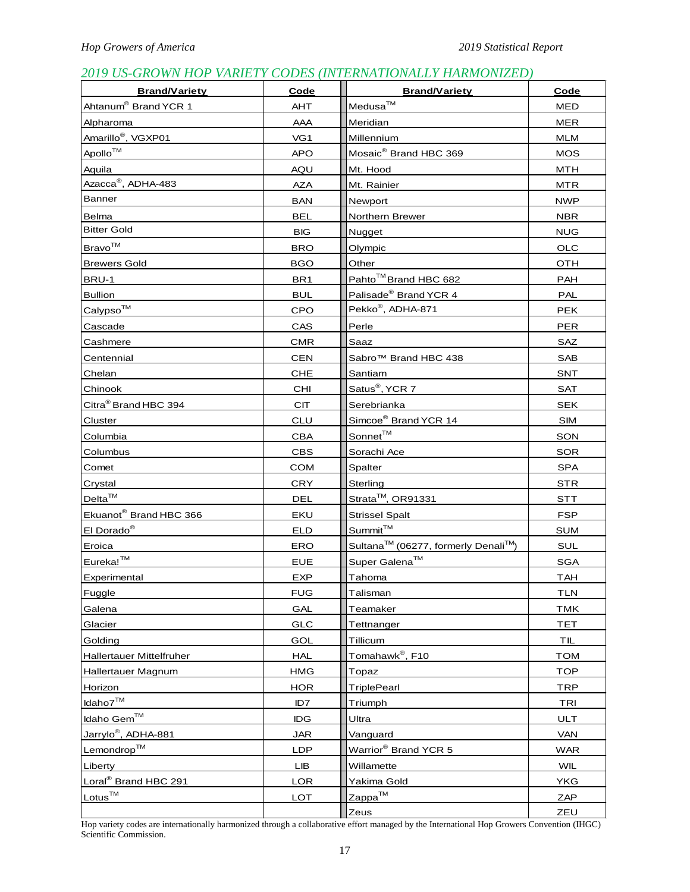## *2019 US-GROWN HOP VARIETY CODES (INTERNATIONALLY HARMONIZED)*

| Brand/Variety | Code | Brand/Variety | Code |
|---|---|---|---|
| Ahtanum® Brand YCR 1 | AHT | Medusa™ | MED |
| Alpharoma | AAA | Meridian | MER |
| Amarillo®, VGXP01 | VG1 | Millennium | MLM |
| Apollo™ | APO | Mosaic® Brand HBC 369 | MOS |
| Aquila | AQU | Mt. Hood | MTH |
| Azacca®, ADHA-483 | AZA | Mt. Rainier | MTR |
| Banner | BAN | Newport | NWP |
| Belma | BEL | Northern Brewer | NBR |
| Bitter Gold | BIG | Nugget | NUG |
| Bravo™ | BRO | Olympic | OLC |
| Brewers Gold | BGO | Other | OTH |
| BRU-1 | BR1 | Pahto™ Brand HBC 682 | PAH |
| Bullion | BUL | Palisade® Brand YCR 4 | PAL |
| Calypso™ | CPO | Pekko®, ADHA-871 | PEK |
| Cascade | CAS | Perle | PER |
| Cashmere | CMR | Saaz | SAZ |
| Centennial | CEN | Sabro™ Brand HBC 438 | SAB |
| Chelan | CHE | Santiam | SNT |
| Chinook | CHI | Satus®, YCR 7 | SAT |
| Citra® Brand HBC 394 | CIT | Serebrianka | SEK |
| Cluster | CLU | Simcoe® Brand YCR 14 | SIM |
| Columbia | CBA | Sonnet™ | SON |
| Columbus | CBS | Sorachi Ace | SOR |
| Comet | COM | Spalter | SPA |
| Crystal | CRY | Sterling | STR |
| Delta™ | DEL | Strata™, OR91331 | STT |
| Ekuanot® Brand HBC 366 | EKU | Strissel Spalt | FSP |
| El Dorado® | ELD | Summit™ | SUM |
| Eroica | ERO | Sultana™ (06277, formerly Denali™) | SUL |
| Eureka!™ | EUE | Super Galena™ | SGA |
| Experimental | EXP | Tahoma | TAH |
| Fuggle | FUG | Talisman | TLN |
| Galena | GAL | Teamaker | TMK |
| Glacier | GLC | Tettnanger | TET |
| Golding | GOL | Tillicum | TIL |
| Hallertauer Mittelfruher | HAL | Tomahawk®, F10 | TOM |
| Hallertauer Magnum | HMG | Topaz | TOP |
| Horizon | HOR | TriplePearl | TRP |
| Idaho7™ | ID7 | Triumph | TRI |
| Idaho Gem™ | IDG | Ultra | ULT |
| Jarrylo®, ADHA-881 | JAR | Vanguard | VAN |
| Lemondrop™ | LDP | Warrior® Brand YCR 5 | WAR |
| Liberty | LIB | Willamette | WIL |
| Loral® Brand HBC 291 | LOR | Yakima Gold | YKG |
| Lotus™ | LOT | Zappa™ | ZAP |
| | | Zeus | ZEU |

Hop variety codes are internationally harmonized through a collaborative effort managed by the International Hop Growers Convention (IHGC) Scientific Commission.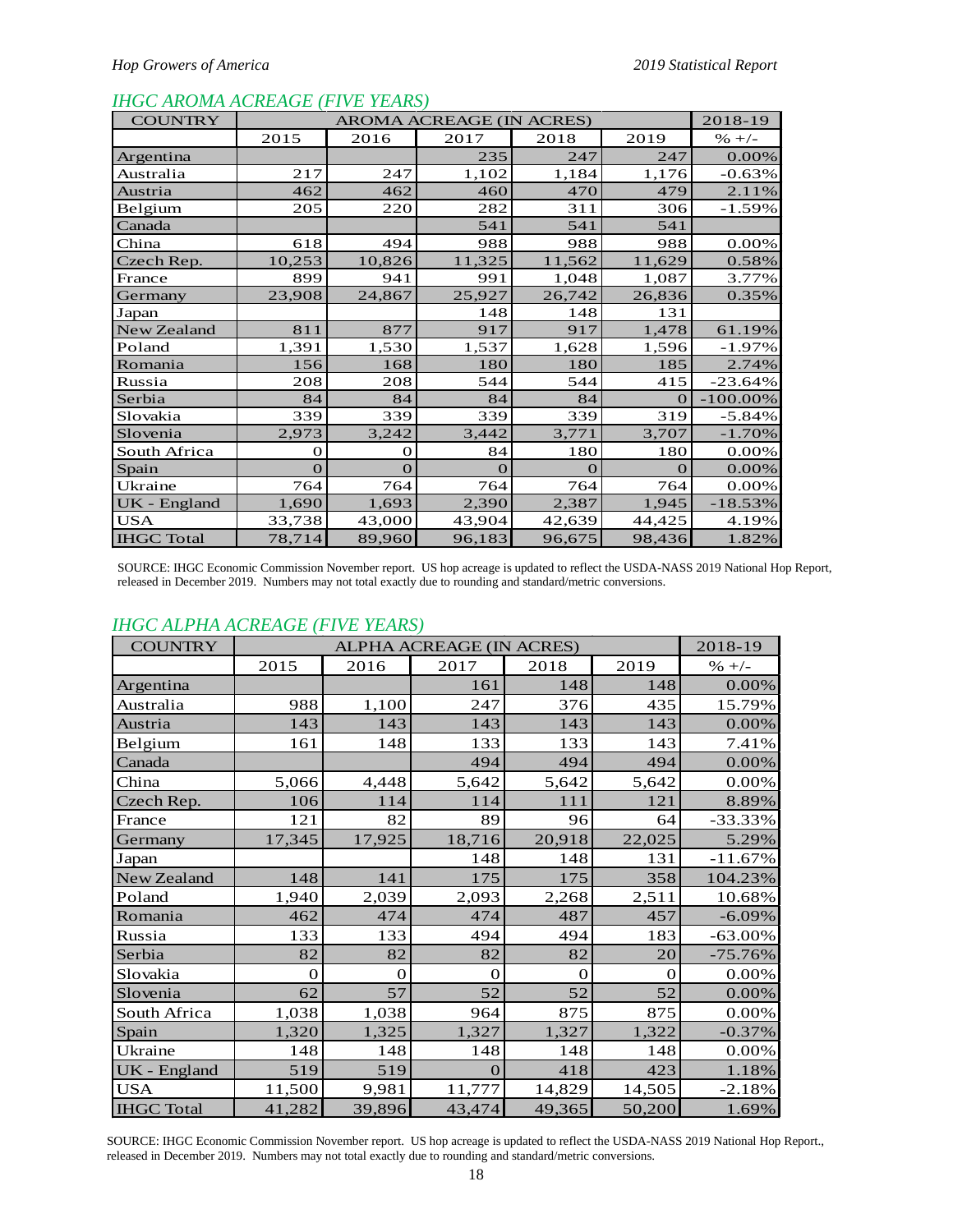## IHGC AROMA ACREAGE (FIVE YEARS)

| COUNTRY | AROMA ACREAGE (IN ACRES) | | | | | 2018-19 |
|---|---|---|---|---|---|---|
| | 2015 | 2016 | 2017 | 2018 | 2019 | % +/- |
| Argentina | | | 235 | 247 | 247 | 0.00% |
| Australia | 217 | 247 | 1,102 | 1,184 | 1,176 | -0.63% |
| Austria | 462 | 462 | 460 | 470 | 479 | 2.11% |
| Belgium | 205 | 220 | 282 | 311 | 306 | -1.59% |
| Canada | | | 541 | 541 | 541 | |
| China | 618 | 494 | 988 | 988 | 988 | 0.00% |
| Czech Rep. | 10,253 | 10,826 | 11,325 | 11,562 | 11,629 | 0.58% |
| France | 899 | 941 | 991 | 1,048 | 1,087 | 3.77% |
| Germany | 23,908 | 24,867 | 25,927 | 26,742 | 26,836 | 0.35% |
| Japan | | | 148 | 148 | 131 | |
| New Zealand | 811 | 877 | 917 | 917 | 1,478 | 61.19% |
| Poland | 1,391 | 1,530 | 1,537 | 1,628 | 1,596 | -1.97% |
| Romania | 156 | 168 | 180 | 180 | 185 | 2.74% |
| Russia | 208 | 208 | 544 | 544 | 415 | -23.64% |
| Serbia | 84 | 84 | 84 | 84 | 0 | -100.00% |
| Slovakia | 339 | 339 | 339 | 339 | 319 | -5.84% |
| Slovenia | 2,973 | 3,242 | 3,442 | 3,771 | 3,707 | -1.70% |
| South Africa | 0 | 0 | 84 | 180 | 180 | 0.00% |
| Spain | 0 | 0 | 0 | 0 | 0 | 0.00% |
| Ukraine | 764 | 764 | 764 | 764 | 764 | 0.00% |
| UK - England | 1,690 | 1,693 | 2,390 | 2,387 | 1,945 | -18.53% |
| USA | 33,738 | 43,000 | 43,904 | 42,639 | 44,425 | 4.19% |
| IHGC Total | 78,714 | 89,960 | 96,183 | 96,675 | 98,436 | 1.82% |

SOURCE: IHGC Economic Commission November report. US hop acreage is updated to reflect the USDA-NASS 2019 National Hop Report, released in December 2019. Numbers may not total exactly due to rounding and standard/metric conversions.

## IHGC ALPHA ACREAGE (FIVE YEARS)

| COUNTRY | ALPHA ACREAGE (IN ACRES) | | | | | 2018-19 |
|---|---|---|---|---|---|---|
| | 2015 | 2016 | 2017 | 2018 | 2019 | % +/- |
| Argentina | | | 161 | 148 | 148 | 0.00% |
| Australia | 988 | 1,100 | 247 | 376 | 435 | 15.79% |
| Austria | 143 | 143 | 143 | 143 | 143 | 0.00% |
| Belgium | 161 | 148 | 133 | 133 | 143 | 7.41% |
| Canada | | | 494 | 494 | 494 | 0.00% |
| China | 5,066 | 4,448 | 5,642 | 5,642 | 5,642 | 0.00% |
| Czech Rep. | 106 | 114 | 114 | 111 | 121 | 8.89% |
| France | 121 | 82 | 89 | 96 | 64 | -33.33% |
| Germany | 17,345 | 17,925 | 18,716 | 20,918 | 22,025 | 5.29% |
| Japan | | | 148 | 148 | 131 | -11.67% |
| New Zealand | 148 | 141 | 175 | 175 | 358 | 104.23% |
| Poland | 1,940 | 2,039 | 2,093 | 2,268 | 2,511 | 10.68% |
| Romania | 462 | 474 | 474 | 487 | 457 | -6.09% |
| Russia | 133 | 133 | 494 | 494 | 183 | -63.00% |
| Serbia | 82 | 82 | 82 | 82 | 20 | -75.76% |
| Slovakia | 0 | 0 | 0 | 0 | 0 | 0.00% |
| Slovenia | 62 | 57 | 52 | 52 | 52 | 0.00% |
| South Africa | 1,038 | 1,038 | 964 | 875 | 875 | 0.00% |
| Spain | 1,320 | 1,325 | 1,327 | 1,327 | 1,322 | -0.37% |
| Ukraine | 148 | 148 | 148 | 148 | 148 | 0.00% |
| UK - England | 519 | 519 | 0 | 418 | 423 | 1.18% |
| USA | 11,500 | 9,981 | 11,777 | 14,829 | 14,505 | -2.18% |
| IHGC Total | 41,282 | 39,896 | 43,474 | 49,365 | 50,200 | 1.69% |

SOURCE: IHGC Economic Commission November report. US hop acreage is updated to reflect the USDA-NASS 2019 National Hop Report., released in December 2019. Numbers may not total exactly due to rounding and standard/metric conversions.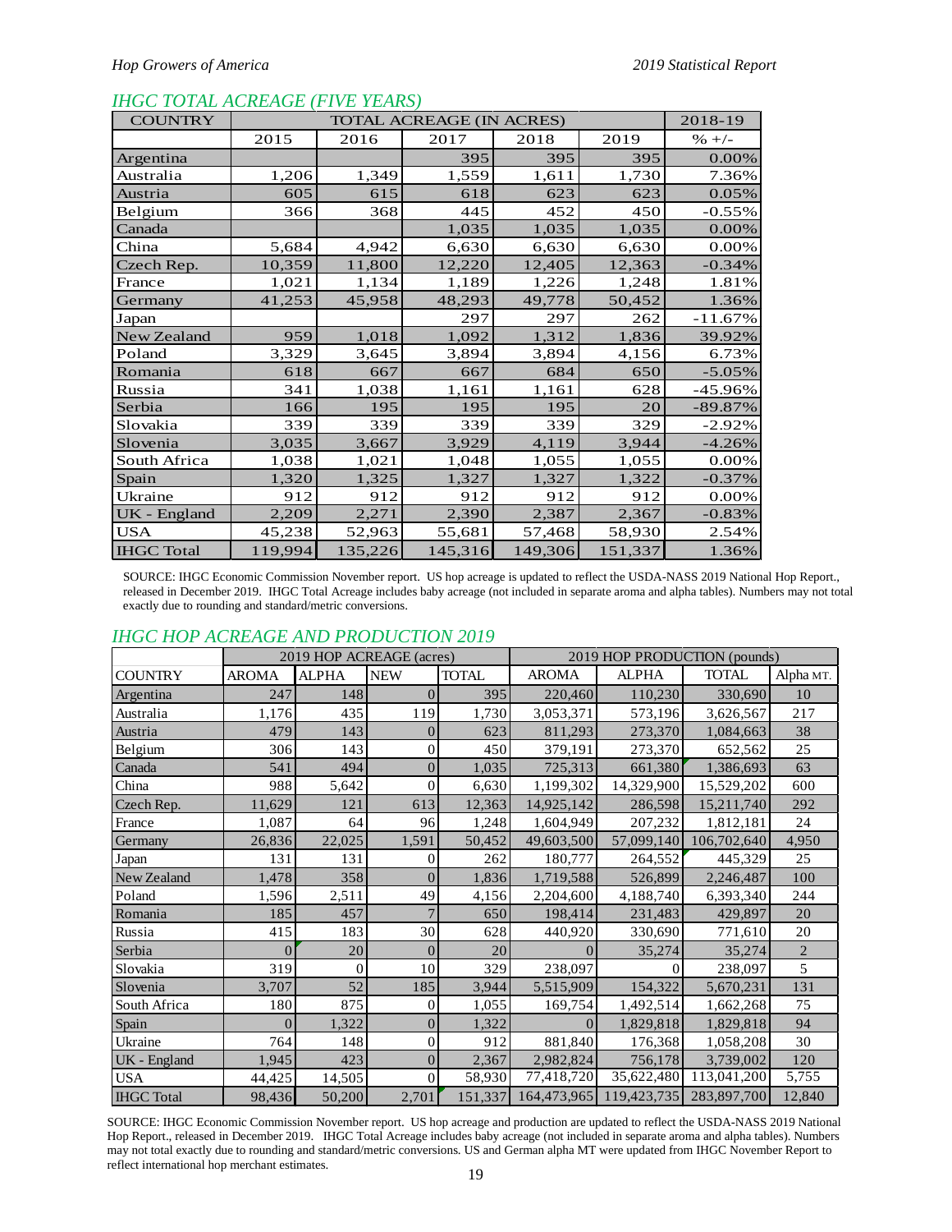## IHGC TOTAL ACREAGE (FIVE YEARS)

| COUNTRY | TOTAL ACREAGE (IN ACRES) | | | | | 2018-19 |
|---|---|---|---|---|---|---|
| | 2015 | 2016 | 2017 | 2018 | 2019 | % +/- |
| Argentina | | | 395 | 395 | 395 | 0.00% |
| Australia | 1,206 | 1,349 | 1,559 | 1,611 | 1,730 | 7.36% |
| Austria | 605 | 615 | 618 | 623 | 623 | 0.05% |
| Belgium | 366 | 368 | 445 | 452 | 450 | -0.55% |
| Canada | | | 1,035 | 1,035 | 1,035 | 0.00% |
| China | 5,684 | 4,942 | 6,630 | 6,630 | 6,630 | 0.00% |
| Czech Rep. | 10,359 | 11,800 | 12,220 | 12,405 | 12,363 | -0.34% |
| France | 1,021 | 1,134 | 1,189 | 1,226 | 1,248 | 1.81% |
| Germany | 41,253 | 45,958 | 48,293 | 49,778 | 50,452 | 1.36% |
| Japan | | | 297 | 297 | 262 | -11.67% |
| New Zealand | 959 | 1,018 | 1,092 | 1,312 | 1,836 | 39.92% |
| Poland | 3,329 | 3,645 | 3,894 | 3,894 | 4,156 | 6.73% |
| Romania | 618 | 667 | 667 | 684 | 650 | -5.05% |
| Russia | 341 | 1,038 | 1,161 | 1,161 | 628 | -45.96% |
| Serbia | 166 | 195 | 195 | 195 | 20 | -89.87% |
| Slovakia | 339 | 339 | 339 | 339 | 329 | -2.92% |
| Slovenia | 3,035 | 3,667 | 3,929 | 4,119 | 3,944 | -4.26% |
| South Africa | 1,038 | 1,021 | 1,048 | 1,055 | 1,055 | 0.00% |
| Spain | 1,320 | 1,325 | 1,327 | 1,327 | 1,322 | -0.37% |
| Ukraine | 912 | 912 | 912 | 912 | 912 | 0.00% |
| UK - England | 2,209 | 2,271 | 2,390 | 2,387 | 2,367 | -0.83% |
| USA | 45,238 | 52,963 | 55,681 | 57,468 | 58,930 | 2.54% |
| IHGC Total | 119,994 | 135,226 | 145,316 | 149,306 | 151,337 | 1.36% |

SOURCE: IHGC Economic Commission November report. US hop acreage is updated to reflect the USDA-NASS 2019 National Hop Report., released in December 2019. IHGC Total Acreage includes baby acreage (not included in separate aroma and alpha tables). Numbers may not total exactly due to rounding and standard/metric conversions.

## IHGC HOP ACREAGE AND PRODUCTION 2019

| | 2019 HOP ACREAGE (acres) | | | | 2019 HOP PRODUCTION (pounds) | | | |
|---|---|---|---|---|---|---|---|---|
| COUNTRY | AROMA | ALPHA | NEW | TOTAL | AROMA | ALPHA | TOTAL | Alpha MT. |
| Argentina | 247 | 148 | 0 | 395 | 220,460 | 110,230 | 330,690 | 10 |
| Australia | 1,176 | 435 | 119 | 1,730 | 3,053,371 | 573,196 | 3,626,567 | 217 |
| Austria | 479 | 143 | 0 | 623 | 811,293 | 273,370 | 1,084,663 | 38 |
| Belgium | 306 | 143 | 0 | 450 | 379,191 | 273,370 | 652,562 | 25 |
| Canada | 541 | 494 | 0 | 1,035 | 725,313 | 661,380 | 1,386,693 | 63 |
| China | 988 | 5,642 | 0 | 6,630 | 1,199,302 | 14,329,900 | 15,529,202 | 600 |
| Czech Rep. | 11,629 | 121 | 613 | 12,363 | 14,925,142 | 286,598 | 15,211,740 | 292 |
| France | 1,087 | 64 | 96 | 1,248 | 1,604,949 | 207,232 | 1,812,181 | 24 |
| Germany | 26,836 | 22,025 | 1,591 | 50,452 | 49,603,500 | 57,099,140 | 106,702,640 | 4,950 |
| Japan | 131 | 131 | 0 | 262 | 180,777 | 264,552 | 445,329 | 25 |
| New Zealand | 1,478 | 358 | 0 | 1,836 | 1,719,588 | 526,899 | 2,246,487 | 100 |
| Poland | 1,596 | 2,511 | 49 | 4,156 | 2,204,600 | 4,188,740 | 6,393,340 | 244 |
| Romania | 185 | 457 | 7 | 650 | 198,414 | 231,483 | 429,897 | 20 |
| Russia | 415 | 183 | 30 | 628 | 440,920 | 330,690 | 771,610 | 20 |
| Serbia | 0 | 20 | 0 | 20 | 0 | 35,274 | 35,274 | 2 |
| Slovakia | 319 | 0 | 10 | 329 | 238,097 | 0 | 238,097 | 5 |
| Slovenia | 3,707 | 52 | 185 | 3,944 | 5,515,909 | 154,322 | 5,670,231 | 131 |
| South Africa | 180 | 875 | 0 | 1,055 | 169,754 | 1,492,514 | 1,662,268 | 75 |
| Spain | 0 | 1,322 | 0 | 1,322 | 0 | 1,829,818 | 1,829,818 | 94 |
| Ukraine | 764 | 148 | 0 | 912 | 881,840 | 176,368 | 1,058,208 | 30 |
| UK - England | 1,945 | 423 | 0 | 2,367 | 2,982,824 | 756,178 | 3,739,002 | 120 |
| USA | 44,425 | 14,505 | 0 | 58,930 | 77,418,720 | 35,622,480 | 113,041,200 | 5,755 |
| IHGC Total | 98,436 | 50,200 | 2,701 | 151,337 | 164,473,965 | 119,423,735 | 283,897,700 | 12,840 |

SOURCE: IHGC Economic Commission November report. US hop acreage and production are updated to reflect the USDA-NASS 2019 National Hop Report., released in December 2019. IHGC Total Acreage includes baby acreage (not included in separate aroma and alpha tables). Numbers may not total exactly due to rounding and standard/metric conversions. US and German alpha MT were updated from IHGC November Report to reflect international hop merchant estimates.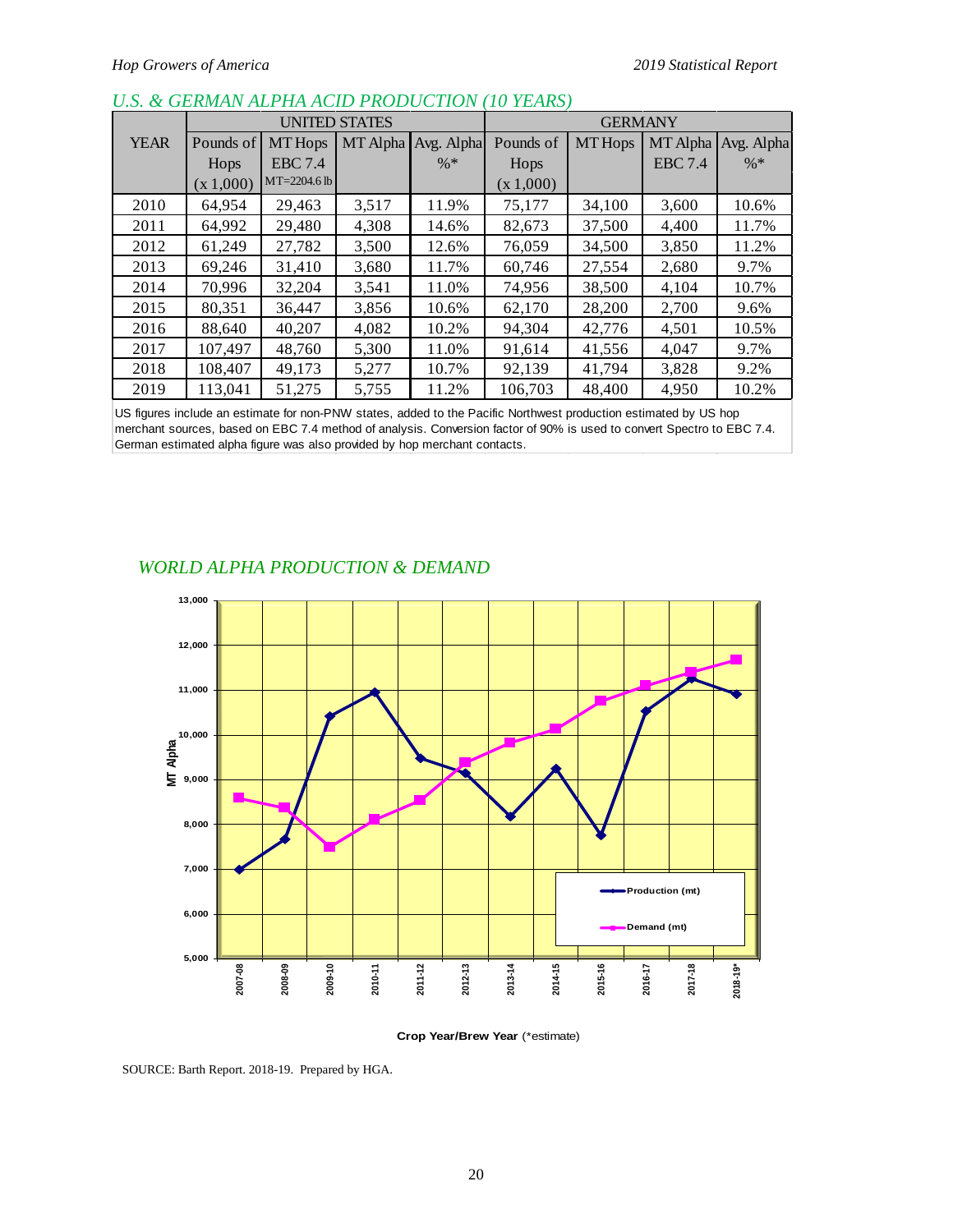## U.S. & GERMAN ALPHA ACID PRODUCTION (10 YEARS)

| YEAR | UNITED STATES | | | | GERMANY | | | |
|---|---|---|---|---|---|---|---|---|
| | Pounds of Hops (x 1,000) | MT Hops EBC 7.4 MT=2204.6 lb | MT Alpha | Avg. Alpha %* | Pounds of Hops (x 1,000) | MT Hops | MT Alpha EBC 7.4 | Avg. Alpha %* |
| 2010 | 64,954 | 29,463 | 3,517 | 11.9% | 75,177 | 34,100 | 3,600 | 10.6% |
| 2011 | 64,992 | 29,480 | 4,308 | 14.6% | 82,673 | 37,500 | 4,400 | 11.7% |
| 2012 | 61,249 | 27,782 | 3,500 | 12.6% | 76,059 | 34,500 | 3,850 | 11.2% |
| 2013 | 69,246 | 31,410 | 3,680 | 11.7% | 60,746 | 27,554 | 2,680 | 9.7% |
| 2014 | 70,996 | 32,204 | 3,541 | 11.0% | 74,956 | 38,500 | 4,104 | 10.7% |
| 2015 | 80,351 | 36,447 | 3,856 | 10.6% | 62,170 | 28,200 | 2,700 | 9.6% |
| 2016 | 88,640 | 40,207 | 4,082 | 10.2% | 94,304 | 42,776 | 4,501 | 10.5% |
| 2017 | 107,497 | 48,760 | 5,300 | 11.0% | 91,614 | 41,556 | 4,047 | 9.7% |
| 2018 | 108,407 | 49,173 | 5,277 | 10.7% | 92,139 | 41,794 | 3,828 | 9.2% |
| 2019 | 113,041 | 51,275 | 5,755 | 11.2% | 106,703 | 48,400 | 4,950 | 10.2% |

US figures include an estimate for non-PNW states, added to the Pacific Northwest production estimated by US hop merchant sources, based on EBC 7.4 method of analysis. Conversion factor of 90% is used to convert Spectro to EBC 7.4. German estimated alpha figure was also provided by hop merchant contacts.

## WORLD ALPHA PRODUCTION & DEMAND

| Crop Year/Brew Year | Production (mt) | Demand (mt) |
|---|---|---|
| 2007-08 | ~7,000 | ~8,600 |
| 2008-09 | ~7,700 | ~8,400 |
| 2009-10 | ~10,400 | ~7,500 |
| 2010-11 | ~10,950 | ~8,100 |
| 2011-12 | ~9,500 | ~8,550 |
| 2012-13 | ~9,150 | ~9,400 |
| 2013-14 | ~8,200 | ~9,850 |
| 2014-15 | ~9,250 | ~10,150 |
| 2015-16 | ~7,750 | ~10,750 |
| 2016-17 | ~10,500 | ~11,100 |
| 2017-18 | ~11,250 | ~11,400 |
| 2018-19* | ~10,900 | ~11,650 |

MT Alpha

Crop Year/Brew Year (*estimate)

SOURCE: Barth Report. 2018-19. Prepared by HGA.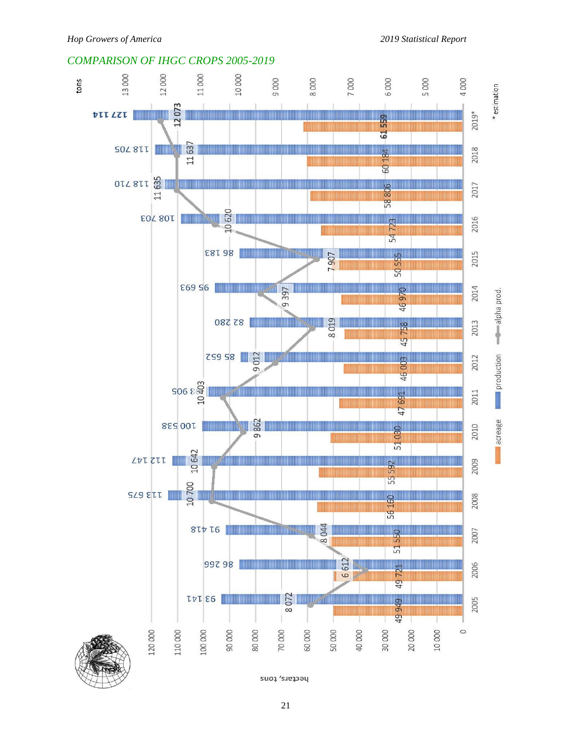## COMPARISON OF IHGC CROPS 2005-2019

| Year | Acreage (hectares) | Production (tons) | Alpha prod. (tons) |
|---|---|---|---|
| 2005 | 49 949 | 93 141 | 8 072 |
| 2006 | 49 721 | 86 266 | 6 612 |
| 2007 | 51 550 | 91 418 | 8 044 |
| 2008 | 56 160 | 113 675 | 10 700 |
| 2009 | 55 592 | 112 147 | 10 642 |
| 2010 | 51 030 | 100 538 | 9 862 |
| 2011 | 47 691 | 98 905 | 10 403 |
| 2012 | 46 003 | 85 652 | 9 012 |
| 2013 | 45 758 | 82 280 | 8 019 |
| 2014 | 46 970 | 95 693 | 9 397 |
| 2015 | 50 555 | 86 183 | 7 907 |
| 2016 | 54 723 | 108 703 | 10 620 |
| 2017 | 58 806 | 118 710 | 11 635 |
| 2018 | 60 184 | 118 705 | 11 637 |
| 2019* | 61 559 | 127 114 | 12 073 |

\* estimation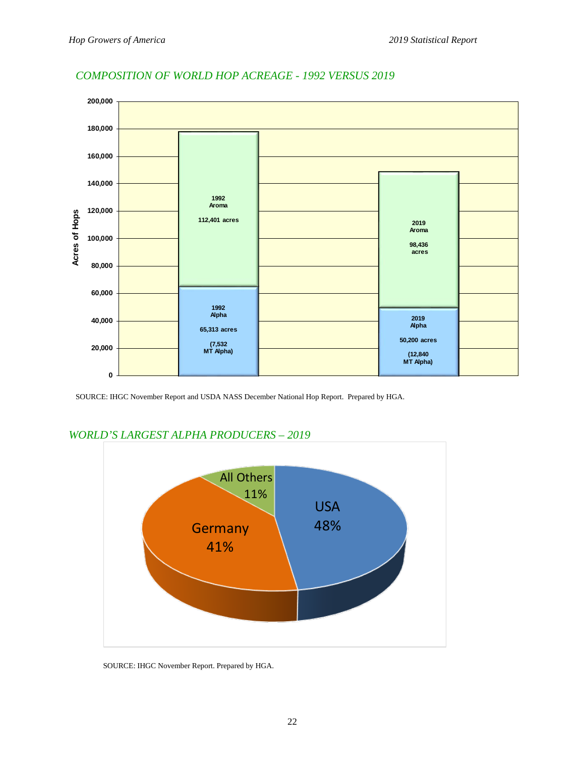## *COMPOSITION OF WORLD HOP ACREAGE - 1992 VERSUS 2019*

| | 1992 | 2019 |
|---|---|---|
| Aroma | 112,401 acres | 98,436 acres |
| Alpha | 65,313 acres (7,532 MT Alpha) | 50,200 acres (12,840 MT Alpha) |

SOURCE: IHGC November Report and USDA NASS December National Hop Report. Prepared by HGA.

## *WORLD'S LARGEST ALPHA PRODUCERS – 2019*

| Country | Share |
|---|---|
| USA | 48% |
| Germany | 41% |
| All Others | 11% |

SOURCE: IHGC November Report. Prepared by HGA.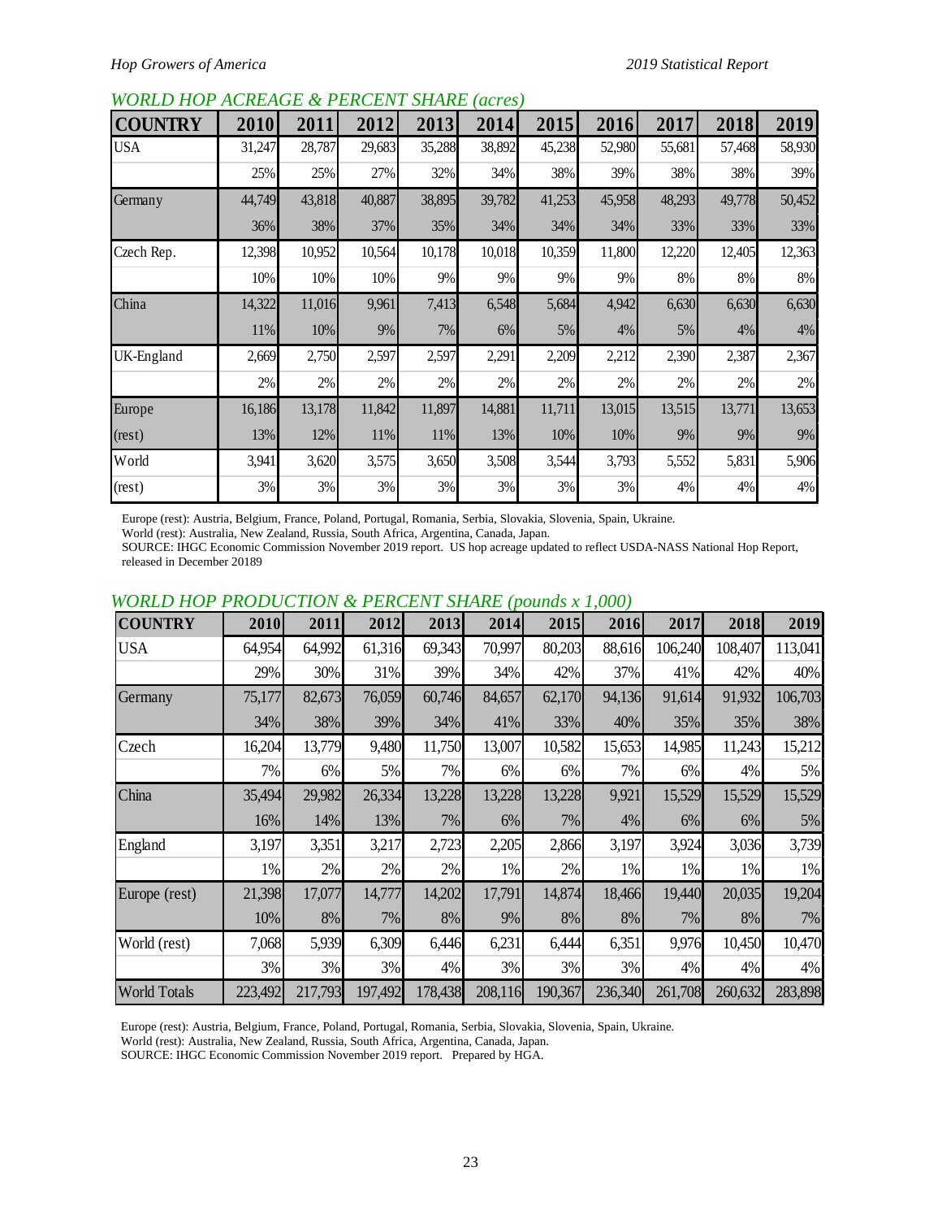## WORLD HOP ACREAGE & PERCENT SHARE (acres)

| COUNTRY | 2010 | 2011 | 2012 | 2013 | 2014 | 2015 | 2016 | 2017 | 2018 | 2019 |
|---|---|---|---|---|---|---|---|---|---|---|
| USA | 31,247 | 28,787 | 29,683 | 35,288 | 38,892 | 45,238 | 52,980 | 55,681 | 57,468 | 58,930 |
| | 25% | 25% | 27% | 32% | 34% | 38% | 39% | 38% | 38% | 39% |
| Germany | 44,749 | 43,818 | 40,887 | 38,895 | 39,782 | 41,253 | 45,958 | 48,293 | 49,778 | 50,452 |
| | 36% | 38% | 37% | 35% | 34% | 34% | 34% | 33% | 33% | 33% |
| Czech Rep. | 12,398 | 10,952 | 10,564 | 10,178 | 10,018 | 10,359 | 11,800 | 12,220 | 12,405 | 12,363 |
| | 10% | 10% | 10% | 9% | 9% | 9% | 9% | 8% | 8% | 8% |
| China | 14,322 | 11,016 | 9,961 | 7,413 | 6,548 | 5,684 | 4,942 | 6,630 | 6,630 | 6,630 |
| | 11% | 10% | 9% | 7% | 6% | 5% | 4% | 5% | 4% | 4% |
| UK-England | 2,669 | 2,750 | 2,597 | 2,597 | 2,291 | 2,209 | 2,212 | 2,390 | 2,387 | 2,367 |
| | 2% | 2% | 2% | 2% | 2% | 2% | 2% | 2% | 2% | 2% |
| Europe | 16,186 | 13,178 | 11,842 | 11,897 | 14,881 | 11,711 | 13,015 | 13,515 | 13,771 | 13,653 |
| (rest) | 13% | 12% | 11% | 11% | 13% | 10% | 10% | 9% | 9% | 9% |
| World | 3,941 | 3,620 | 3,575 | 3,650 | 3,508 | 3,544 | 3,793 | 5,552 | 5,831 | 5,906 |
| (rest) | 3% | 3% | 3% | 3% | 3% | 3% | 3% | 4% | 4% | 4% |

Europe (rest): Austria, Belgium, France, Poland, Portugal, Romania, Serbia, Slovakia, Slovenia, Spain, Ukraine.
World (rest): Australia, New Zealand, Russia, South Africa, Argentina, Canada, Japan.
SOURCE: IHGC Economic Commission November 2019 report. US hop acreage updated to reflect USDA-NASS National Hop Report, released in December 20189

## WORLD HOP PRODUCTION & PERCENT SHARE (pounds x 1,000)

| COUNTRY | 2010 | 2011 | 2012 | 2013 | 2014 | 2015 | 2016 | 2017 | 2018 | 2019 |
|---|---|---|---|---|---|---|---|---|---|---|
| USA | 64,954 | 64,992 | 61,316 | 69,343 | 70,997 | 80,203 | 88,616 | 106,240 | 108,407 | 113,041 |
| | 29% | 30% | 31% | 39% | 34% | 42% | 37% | 41% | 42% | 40% |
| Germany | 75,177 | 82,673 | 76,059 | 60,746 | 84,657 | 62,170 | 94,136 | 91,614 | 91,932 | 106,703 |
| | 34% | 38% | 39% | 34% | 41% | 33% | 40% | 35% | 35% | 38% |
| Czech | 16,204 | 13,779 | 9,480 | 11,750 | 13,007 | 10,582 | 15,653 | 14,985 | 11,243 | 15,212 |
| | 7% | 6% | 5% | 7% | 6% | 6% | 7% | 6% | 4% | 5% |
| China | 35,494 | 29,982 | 26,334 | 13,228 | 13,228 | 13,228 | 9,921 | 15,529 | 15,529 | 15,529 |
| | 16% | 14% | 13% | 7% | 6% | 7% | 4% | 6% | 6% | 5% |
| England | 3,197 | 3,351 | 3,217 | 2,723 | 2,205 | 2,866 | 3,197 | 3,924 | 3,036 | 3,739 |
| | 1% | 2% | 2% | 2% | 1% | 2% | 1% | 1% | 1% | 1% |
| Europe (rest) | 21,398 | 17,077 | 14,777 | 14,202 | 17,791 | 14,874 | 18,466 | 19,440 | 20,035 | 19,204 |
| | 10% | 8% | 7% | 8% | 9% | 8% | 8% | 7% | 8% | 7% |
| World (rest) | 7,068 | 5,939 | 6,309 | 6,446 | 6,231 | 6,444 | 6,351 | 9,976 | 10,450 | 10,470 |
| | 3% | 3% | 3% | 4% | 3% | 3% | 3% | 4% | 4% | 4% |
| World Totals | 223,492 | 217,793 | 197,492 | 178,438 | 208,116 | 190,367 | 236,340 | 261,708 | 260,632 | 283,898 |

Europe (rest): Austria, Belgium, France, Poland, Portugal, Romania, Serbia, Slovakia, Slovenia, Spain, Ukraine.
World (rest): Australia, New Zealand, Russia, South Africa, Argentina, Canada, Japan.
SOURCE: IHGC Economic Commission November 2019 report. Prepared by HGA.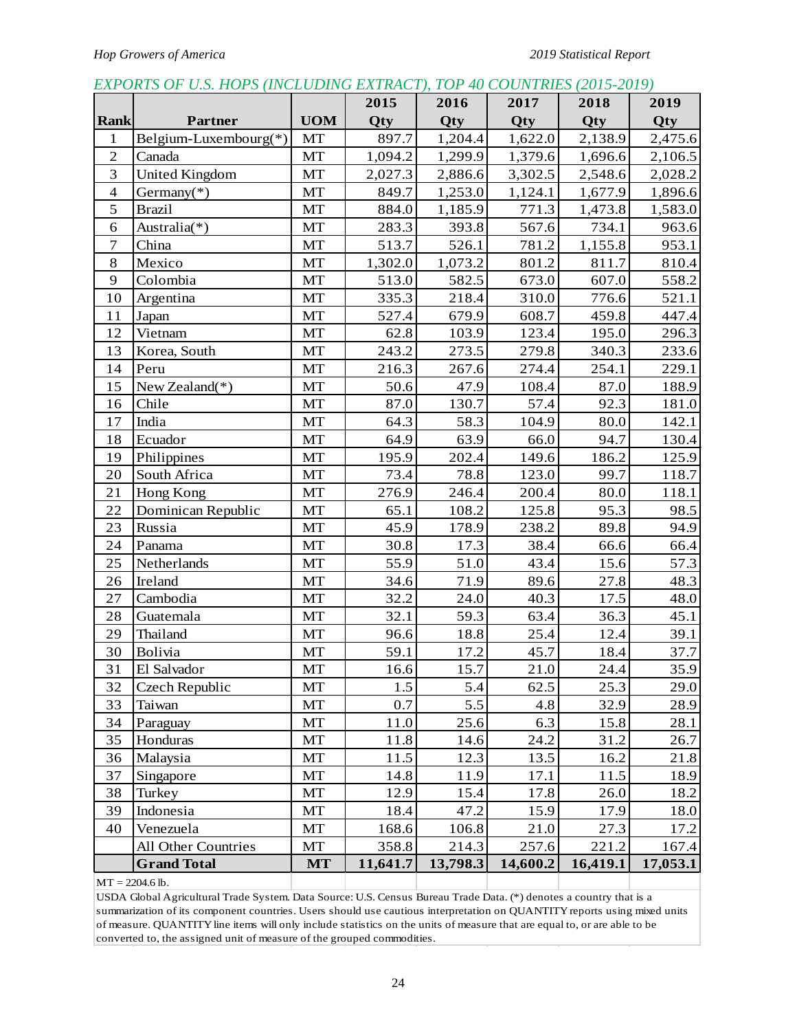*EXPORTS OF U.S. HOPS (INCLUDING EXTRACT), TOP 40 COUNTRIES (2015-2019)*

| Rank | Partner | UOM | 2015 Qty | 2016 Qty | 2017 Qty | 2018 Qty | 2019 Qty |
|---|---|---|---|---|---|---|---|
| 1 | Belgium-Luxembourg(*) | MT | 897.7 | 1,204.4 | 1,622.0 | 2,138.9 | 2,475.6 |
| 2 | Canada | MT | 1,094.2 | 1,299.9 | 1,379.6 | 1,696.6 | 2,106.5 |
| 3 | United Kingdom | MT | 2,027.3 | 2,886.6 | 3,302.5 | 2,548.6 | 2,028.2 |
| 4 | Germany(*) | MT | 849.7 | 1,253.0 | 1,124.1 | 1,677.9 | 1,896.6 |
| 5 | Brazil | MT | 884.0 | 1,185.9 | 771.3 | 1,473.8 | 1,583.0 |
| 6 | Australia(*) | MT | 283.3 | 393.8 | 567.6 | 734.1 | 963.6 |
| 7 | China | MT | 513.7 | 526.1 | 781.2 | 1,155.8 | 953.1 |
| 8 | Mexico | MT | 1,302.0 | 1,073.2 | 801.2 | 811.7 | 810.4 |
| 9 | Colombia | MT | 513.0 | 582.5 | 673.0 | 607.0 | 558.2 |
| 10 | Argentina | MT | 335.3 | 218.4 | 310.0 | 776.6 | 521.1 |
| 11 | Japan | MT | 527.4 | 679.9 | 608.7 | 459.8 | 447.4 |
| 12 | Vietnam | MT | 62.8 | 103.9 | 123.4 | 195.0 | 296.3 |
| 13 | Korea, South | MT | 243.2 | 273.5 | 279.8 | 340.3 | 233.6 |
| 14 | Peru | MT | 216.3 | 267.6 | 274.4 | 254.1 | 229.1 |
| 15 | New Zealand(*) | MT | 50.6 | 47.9 | 108.4 | 87.0 | 188.9 |
| 16 | Chile | MT | 87.0 | 130.7 | 57.4 | 92.3 | 181.0 |
| 17 | India | MT | 64.3 | 58.3 | 104.9 | 80.0 | 142.1 |
| 18 | Ecuador | MT | 64.9 | 63.9 | 66.0 | 94.7 | 130.4 |
| 19 | Philippines | MT | 195.9 | 202.4 | 149.6 | 186.2 | 125.9 |
| 20 | South Africa | MT | 73.4 | 78.8 | 123.0 | 99.7 | 118.7 |
| 21 | Hong Kong | MT | 276.9 | 246.4 | 200.4 | 80.0 | 118.1 |
| 22 | Dominican Republic | MT | 65.1 | 108.2 | 125.8 | 95.3 | 98.5 |
| 23 | Russia | MT | 45.9 | 178.9 | 238.2 | 89.8 | 94.9 |
| 24 | Panama | MT | 30.8 | 17.3 | 38.4 | 66.6 | 66.4 |
| 25 | Netherlands | MT | 55.9 | 51.0 | 43.4 | 15.6 | 57.3 |
| 26 | Ireland | MT | 34.6 | 71.9 | 89.6 | 27.8 | 48.3 |
| 27 | Cambodia | MT | 32.2 | 24.0 | 40.3 | 17.5 | 48.0 |
| 28 | Guatemala | MT | 32.1 | 59.3 | 63.4 | 36.3 | 45.1 |
| 29 | Thailand | MT | 96.6 | 18.8 | 25.4 | 12.4 | 39.1 |
| 30 | Bolivia | MT | 59.1 | 17.2 | 45.7 | 18.4 | 37.7 |
| 31 | El Salvador | MT | 16.6 | 15.7 | 21.0 | 24.4 | 35.9 |
| 32 | Czech Republic | MT | 1.5 | 5.4 | 62.5 | 25.3 | 29.0 |
| 33 | Taiwan | MT | 0.7 | 5.5 | 4.8 | 32.9 | 28.9 |
| 34 | Paraguay | MT | 11.0 | 25.6 | 6.3 | 15.8 | 28.1 |
| 35 | Honduras | MT | 11.8 | 14.6 | 24.2 | 31.2 | 26.7 |
| 36 | Malaysia | MT | 11.5 | 12.3 | 13.5 | 16.2 | 21.8 |
| 37 | Singapore | MT | 14.8 | 11.9 | 17.1 | 11.5 | 18.9 |
| 38 | Turkey | MT | 12.9 | 15.4 | 17.8 | 26.0 | 18.2 |
| 39 | Indonesia | MT | 18.4 | 47.2 | 15.9 | 17.9 | 18.0 |
| 40 | Venezuela | MT | 168.6 | 106.8 | 21.0 | 27.3 | 17.2 |
| | All Other Countries | MT | 358.8 | 214.3 | 257.6 | 221.2 | 167.4 |
| | **Grand Total** | **MT** | **11,641.7** | **13,798.3** | **14,600.2** | **16,419.1** | **17,053.1** |

MT = 2204.6 lb.

USDA Global Agricultural Trade System. Data Source: U.S. Census Bureau Trade Data. (*) denotes a country that is a summarization of its component countries. Users should use cautious interpretation on QUANTITY reports using mixed units of measure. QUANTITY line items will only include statistics on the units of measure that are equal to, or are able to be converted to, the assigned unit of measure of the grouped commodities.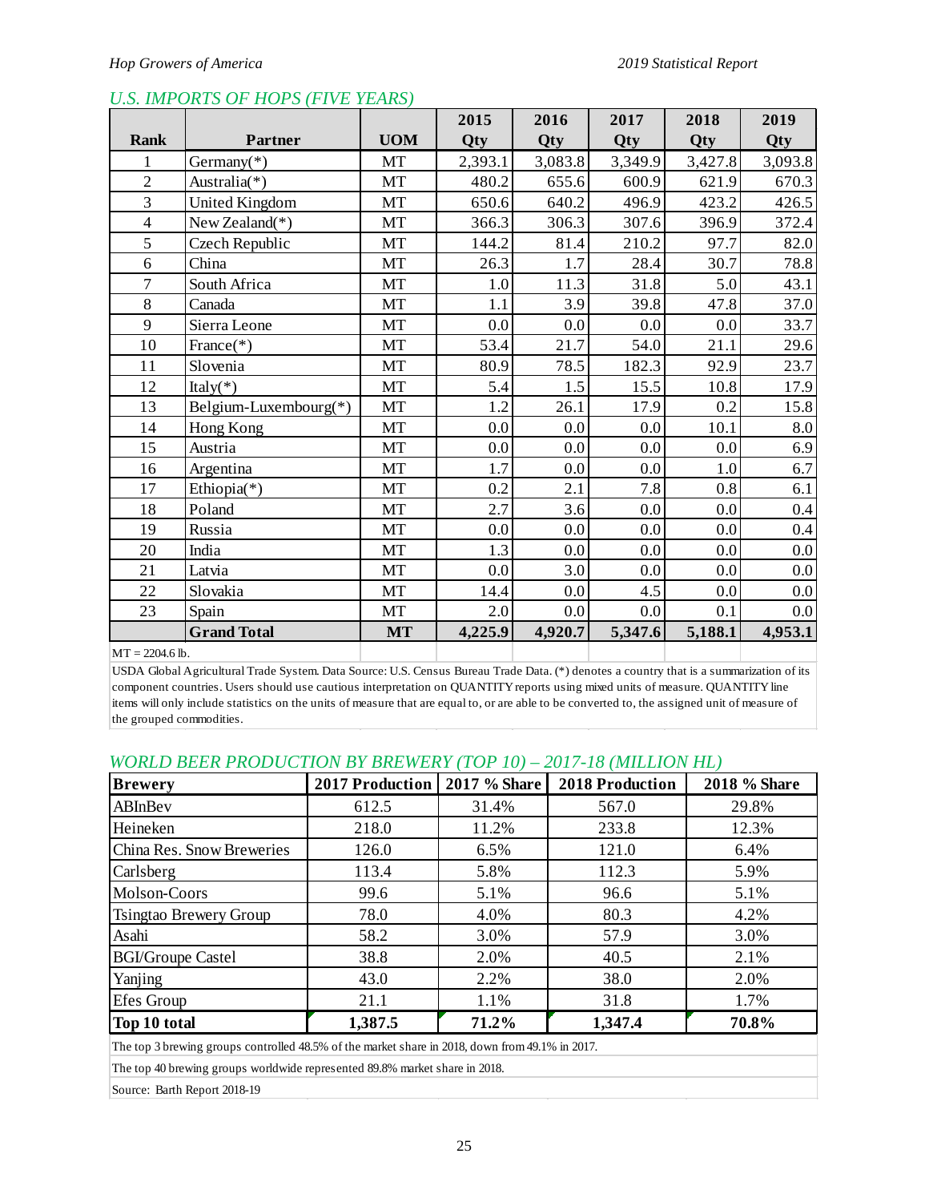## U.S. IMPORTS OF HOPS (FIVE YEARS)

| Rank | Partner | UOM | 2015 Qty | 2016 Qty | 2017 Qty | 2018 Qty | 2019 Qty |
|---|---|---|---|---|---|---|---|
| 1 | Germany(*) | MT | 2,393.1 | 3,083.8 | 3,349.9 | 3,427.8 | 3,093.8 |
| 2 | Australia(*) | MT | 480.2 | 655.6 | 600.9 | 621.9 | 670.3 |
| 3 | United Kingdom | MT | 650.6 | 640.2 | 496.9 | 423.2 | 426.5 |
| 4 | New Zealand(*) | MT | 366.3 | 306.3 | 307.6 | 396.9 | 372.4 |
| 5 | Czech Republic | MT | 144.2 | 81.4 | 210.2 | 97.7 | 82.0 |
| 6 | China | MT | 26.3 | 1.7 | 28.4 | 30.7 | 78.8 |
| 7 | South Africa | MT | 1.0 | 11.3 | 31.8 | 5.0 | 43.1 |
| 8 | Canada | MT | 1.1 | 3.9 | 39.8 | 47.8 | 37.0 |
| 9 | Sierra Leone | MT | 0.0 | 0.0 | 0.0 | 0.0 | 33.7 |
| 10 | France(*) | MT | 53.4 | 21.7 | 54.0 | 21.1 | 29.6 |
| 11 | Slovenia | MT | 80.9 | 78.5 | 182.3 | 92.9 | 23.7 |
| 12 | Italy(*) | MT | 5.4 | 1.5 | 15.5 | 10.8 | 17.9 |
| 13 | Belgium-Luxembourg(*) | MT | 1.2 | 26.1 | 17.9 | 0.2 | 15.8 |
| 14 | Hong Kong | MT | 0.0 | 0.0 | 0.0 | 10.1 | 8.0 |
| 15 | Austria | MT | 0.0 | 0.0 | 0.0 | 0.0 | 6.9 |
| 16 | Argentina | MT | 1.7 | 0.0 | 0.0 | 1.0 | 6.7 |
| 17 | Ethiopia(*) | MT | 0.2 | 2.1 | 7.8 | 0.8 | 6.1 |
| 18 | Poland | MT | 2.7 | 3.6 | 0.0 | 0.0 | 0.4 |
| 19 | Russia | MT | 0.0 | 0.0 | 0.0 | 0.0 | 0.4 |
| 20 | India | MT | 1.3 | 0.0 | 0.0 | 0.0 | 0.0 |
| 21 | Latvia | MT | 0.0 | 3.0 | 0.0 | 0.0 | 0.0 |
| 22 | Slovakia | MT | 14.4 | 0.0 | 4.5 | 0.0 | 0.0 |
| 23 | Spain | MT | 2.0 | 0.0 | 0.0 | 0.1 | 0.0 |
| | **Grand Total** | **MT** | **4,225.9** | **4,920.7** | **5,347.6** | **5,188.1** | **4,953.1** |

MT = 2204.6 lb.

USDA Global Agricultural Trade System. Data Source: U.S. Census Bureau Trade Data. (*) denotes a country that is a summarization of its component countries. Users should use cautious interpretation on QUANTITY reports using mixed units of measure. QUANTITY line items will only include statistics on the units of measure that are equal to, or are able to be converted to, the assigned unit of measure of the grouped commodities.

## WORLD BEER PRODUCTION BY BREWERY (TOP 10) – 2017-18 (MILLION HL)

| Brewery | 2017 Production | 2017 % Share | 2018 Production | 2018 % Share |
|---|---|---|---|---|
| ABInBev | 612.5 | 31.4% | 567.0 | 29.8% |
| Heineken | 218.0 | 11.2% | 233.8 | 12.3% |
| China Res. Snow Breweries | 126.0 | 6.5% | 121.0 | 6.4% |
| Carlsberg | 113.4 | 5.8% | 112.3 | 5.9% |
| Molson-Coors | 99.6 | 5.1% | 96.6 | 5.1% |
| Tsingtao Brewery Group | 78.0 | 4.0% | 80.3 | 4.2% |
| Asahi | 58.2 | 3.0% | 57.9 | 3.0% |
| BGI/Groupe Castel | 38.8 | 2.0% | 40.5 | 2.1% |
| Yanjing | 43.0 | 2.2% | 38.0 | 2.0% |
| Efes Group | 21.1 | 1.1% | 31.8 | 1.7% |
| **Top 10 total** | **1,387.5** | **71.2%** | **1,347.4** | **70.8%** |

The top 3 brewing groups controlled 48.5% of the market share in 2018, down from 49.1% in 2017.

The top 40 brewing groups worldwide represented 89.8% market share in 2018.

Source: Barth Report 2018-19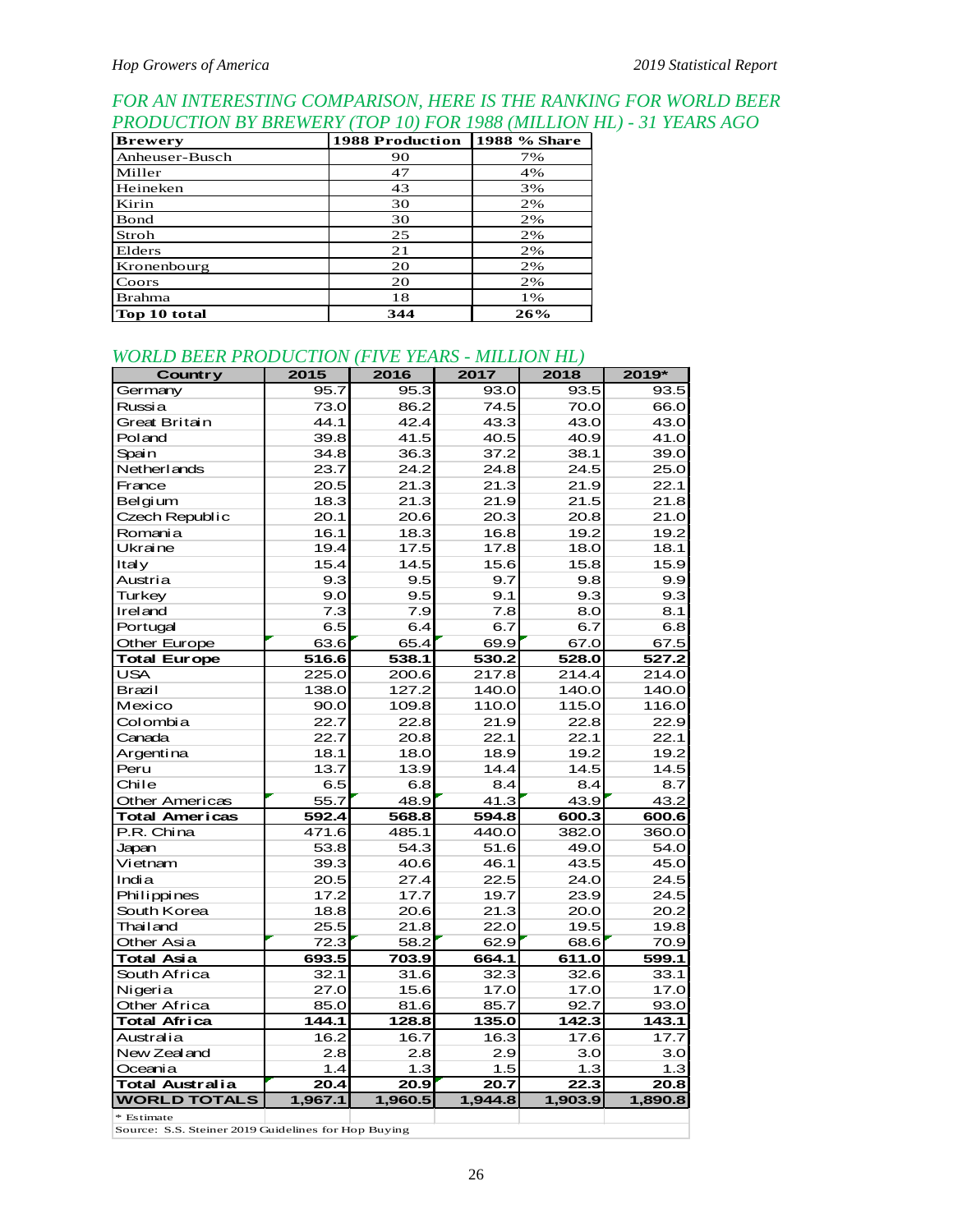*FOR AN INTERESTING COMPARISON, HERE IS THE RANKING FOR WORLD BEER PRODUCTION BY BREWERY (TOP 10) FOR 1988 (MILLION HL) - 31 YEARS AGO*

| Brewery | 1988 Production | 1988 % Share |
|---|---|---|
| Anheuser-Busch | 90 | 7% |
| Miller | 47 | 4% |
| Heineken | 43 | 3% |
| Kirin | 30 | 2% |
| Bond | 30 | 2% |
| Stroh | 25 | 2% |
| Elders | 21 | 2% |
| Kronenbourg | 20 | 2% |
| Coors | 20 | 2% |
| Brahma | 18 | 1% |
| **Top 10 total** | **344** | **26%** |

*WORLD BEER PRODUCTION (FIVE YEARS - MILLION HL)*

| Country | 2015 | 2016 | 2017 | 2018 | 2019* |
|---|---|---|---|---|---|
| Germany | 95.7 | 95.3 | 93.0 | 93.5 | 93.5 |
| Russia | 73.0 | 86.2 | 74.5 | 70.0 | 66.0 |
| Great Britain | 44.1 | 42.4 | 43.3 | 43.0 | 43.0 |
| Poland | 39.8 | 41.5 | 40.5 | 40.9 | 41.0 |
| Spain | 34.8 | 36.3 | 37.2 | 38.1 | 39.0 |
| Netherlands | 23.7 | 24.2 | 24.8 | 24.5 | 25.0 |
| France | 20.5 | 21.3 | 21.3 | 21.9 | 22.1 |
| Belgium | 18.3 | 21.3 | 21.9 | 21.5 | 21.8 |
| Czech Republic | 20.1 | 20.6 | 20.3 | 20.8 | 21.0 |
| Romania | 16.1 | 18.3 | 16.8 | 19.2 | 19.2 |
| Ukraine | 19.4 | 17.5 | 17.8 | 18.0 | 18.1 |
| Italy | 15.4 | 14.5 | 15.6 | 15.8 | 15.9 |
| Austria | 9.3 | 9.5 | 9.7 | 9.8 | 9.9 |
| Turkey | 9.0 | 9.5 | 9.1 | 9.3 | 9.3 |
| Ireland | 7.3 | 7.9 | 7.8 | 8.0 | 8.1 |
| Portugal | 6.5 | 6.4 | 6.7 | 6.7 | 6.8 |
| Other Europe | 63.6 | 65.4 | 69.9 | 67.0 | 67.5 |
| **Total Europe** | **516.6** | **538.1** | **530.2** | **528.0** | **527.2** |
| USA | 225.0 | 200.6 | 217.8 | 214.4 | 214.0 |
| Brazil | 138.0 | 127.2 | 140.0 | 140.0 | 140.0 |
| Mexico | 90.0 | 109.8 | 110.0 | 115.0 | 116.0 |
| Colombia | 22.7 | 22.8 | 21.9 | 22.8 | 22.9 |
| Canada | 22.7 | 20.8 | 22.1 | 22.1 | 22.1 |
| Argentina | 18.1 | 18.0 | 18.9 | 19.2 | 19.2 |
| Peru | 13.7 | 13.9 | 14.4 | 14.5 | 14.5 |
| Chile | 6.5 | 6.8 | 8.4 | 8.4 | 8.7 |
| Other Americas | 55.7 | 48.9 | 41.3 | 43.9 | 43.2 |
| **Total Americas** | **592.4** | **568.8** | **594.8** | **600.3** | **600.6** |
| P.R. China | 471.6 | 485.1 | 440.0 | 382.0 | 360.0 |
| Japan | 53.8 | 54.3 | 51.6 | 49.0 | 54.0 |
| Vietnam | 39.3 | 40.6 | 46.1 | 43.5 | 45.0 |
| India | 20.5 | 27.4 | 22.5 | 24.0 | 24.5 |
| Philippines | 17.2 | 17.7 | 19.7 | 23.9 | 24.5 |
| South Korea | 18.8 | 20.6 | 21.3 | 20.0 | 20.2 |
| Thailand | 25.5 | 21.8 | 22.0 | 19.5 | 19.8 |
| Other Asia | 72.3 | 58.2 | 62.9 | 68.6 | 70.9 |
| **Total Asia** | **693.5** | **703.9** | **664.1** | **611.0** | **599.1** |
| South Africa | 32.1 | 31.6 | 32.3 | 32.6 | 33.1 |
| Nigeria | 27.0 | 15.6 | 17.0 | 17.0 | 17.0 |
| Other Africa | 85.0 | 81.6 | 85.7 | 92.7 | 93.0 |
| **Total Africa** | **144.1** | **128.8** | **135.0** | **142.3** | **143.1** |
| Australia | 16.2 | 16.7 | 16.3 | 17.6 | 17.7 |
| New Zealand | 2.8 | 2.8 | 2.9 | 3.0 | 3.0 |
| Oceania | 1.4 | 1.3 | 1.5 | 1.3 | 1.3 |
| **Total Australia** | **20.4** | **20.9** | **20.7** | **22.3** | **20.8** |
| **WORLD TOTALS** | **1,967.1** | **1,960.5** | **1,944.8** | **1,903.9** | **1,890.8** |

\* Estimate

Source: S.S. Steiner 2019 Guidelines for Hop Buying